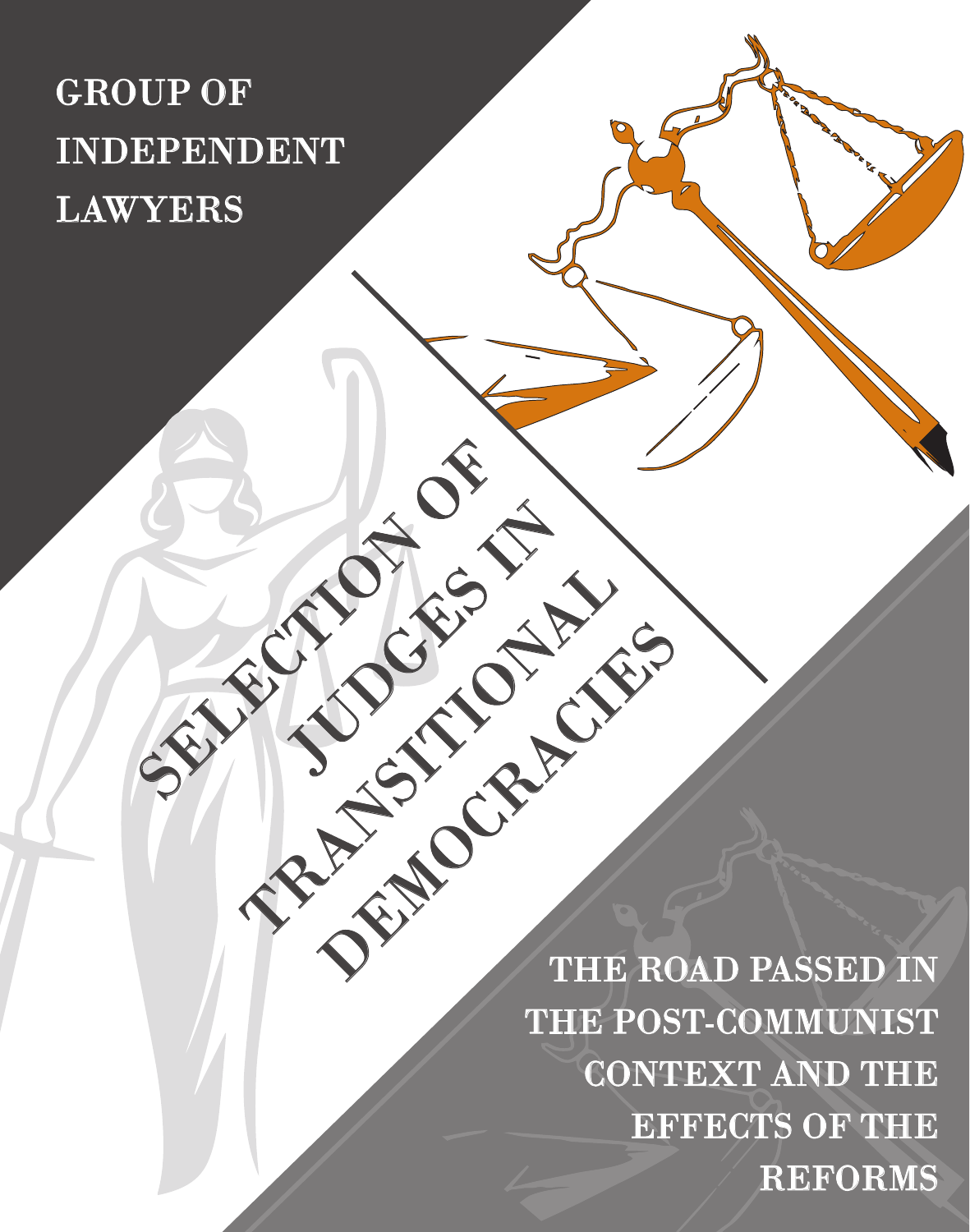GROUP OF INDEPENDENT LAWYERS

# SELECTION OF JUDGES IN TRANSITIONAL DEMOCRACIES

## THE ROAD PASSED IN THE POST-COMMUNIST CONTEXT AND THE EFFECTS OF THE REFORMS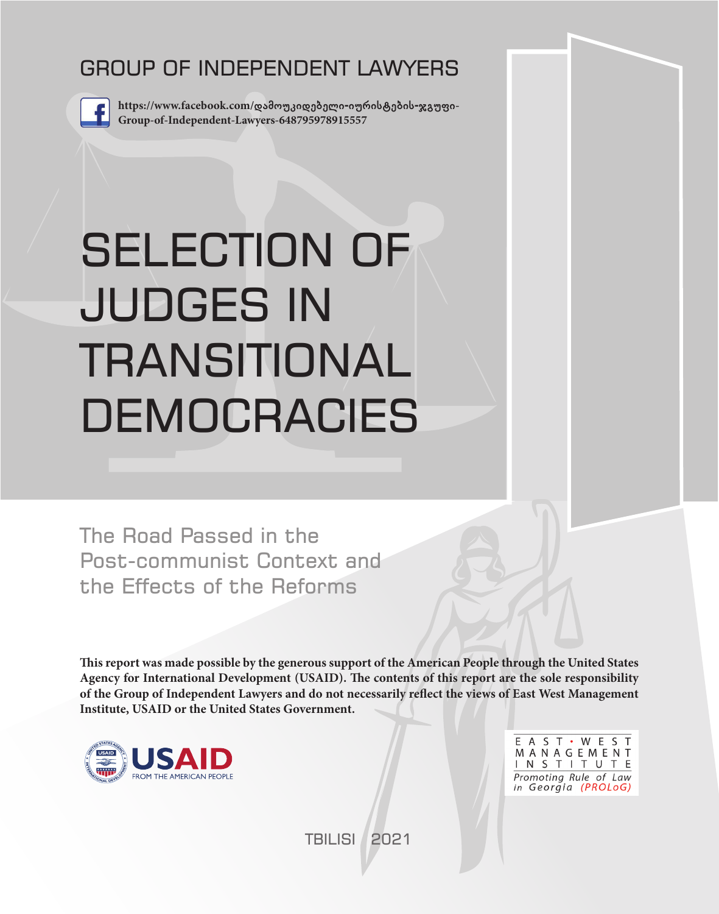GROUP OF INDEPENDENT LAWYERS

https://www.facebook.com/დამოუკიდებელი-იურისტების-ჯგუფი-Group-of-Independent-Lawyers-648795978915557

# SELECTION OF JUDGES IN TRANSITIONAL DEMOCRACIES

## The Road Passed in the Post-communist Context and the Effects of the Reforms

**This report was made possible by the generous support of the American People through the United States Agency for International Development (USAID). The contents of this report are the sole responsibility of the Group of Independent Lawyers and do not necessarily reflect the views of East West Management Institute, USAID or the United States Government.**

USAID FROM THE AMERICAN PEOPLE

EAST • WEST MANAGEMENT INSTITUTE
*Promoting Rule of Law in Georgia (PROLoG)*

TBILISI 2021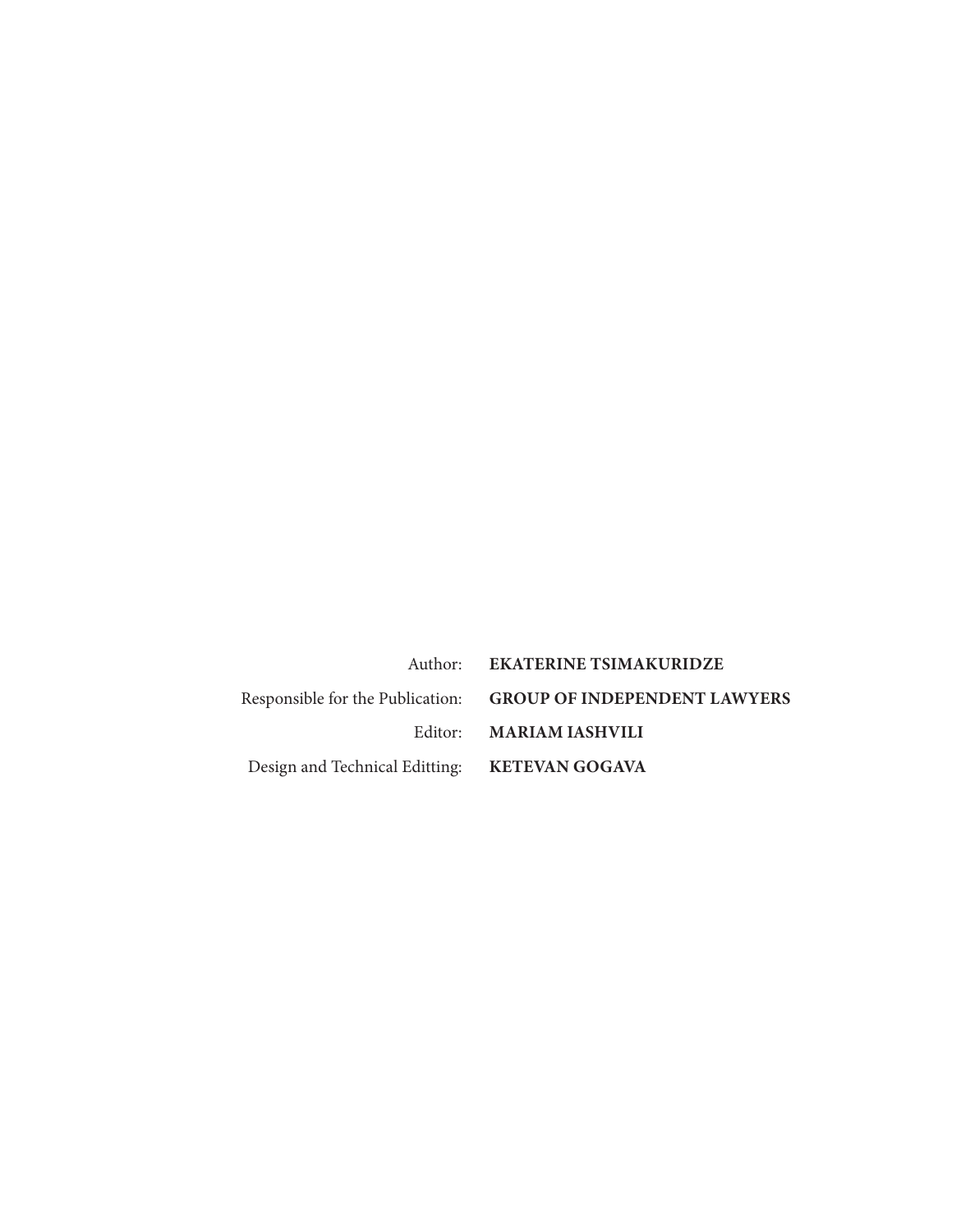Author: **EKATERINE TSIMAKURIDZE**

Responsible for the Publication: **GROUP OF INDEPENDENT LAWYERS**

Editor: **MARIAM IASHVILI**

Design and Technical Editting: **KETEVAN GOGAVA**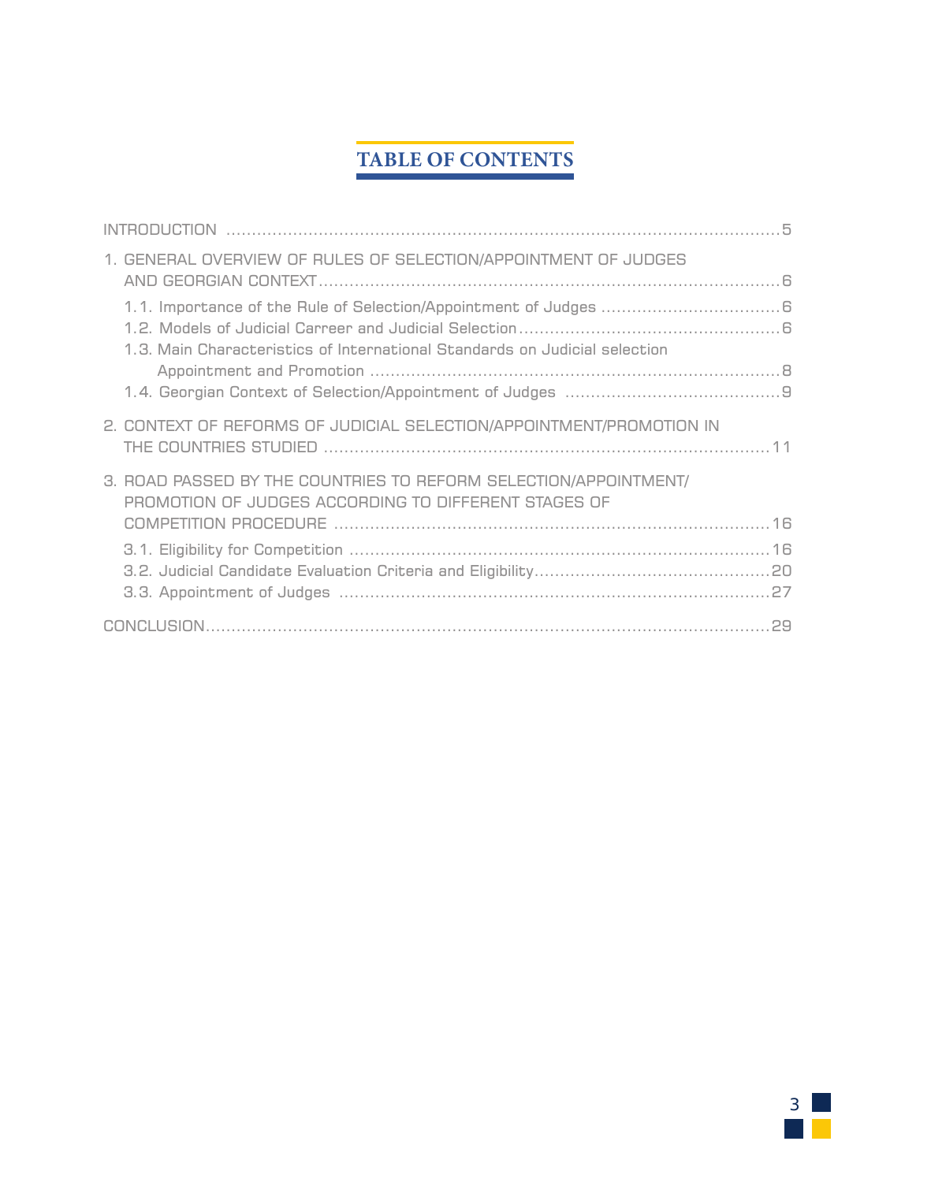# TABLE OF CONTENTS

INTRODUCTION ..........5

1. GENERAL OVERVIEW OF RULES OF SELECTION/APPOINTMENT OF JUDGES AND GEORGIAN CONTEXT ..........6
   - 1.1. Importance of the Rule of Selection/Appointment of Judges ..........6
   - 1.2. Models of Judicial Carreer and Judicial Selection ..........6
   - 1.3. Main Characteristics of International Standards on Judicial selection Appointment and Promotion ..........8
   - 1.4. Georgian Context of Selection/Appointment of Judges ..........9

2. CONTEXT OF REFORMS OF JUDICIAL SELECTION/APPOINTMENT/PROMOTION IN THE COUNTRIES STUDIED ..........11

3. ROAD PASSED BY THE COUNTRIES TO REFORM SELECTION/APPOINTMENT/PROMOTION OF JUDGES ACCORDING TO DIFFERENT STAGES OF COMPETITION PROCEDURE ..........16
   - 3.1. Eligibility for Competition ..........16
   - 3.2. Judicial Candidate Evaluation Criteria and Eligibility ..........20
   - 3.3. Appointment of Judges ..........27

CONCLUSION ..........29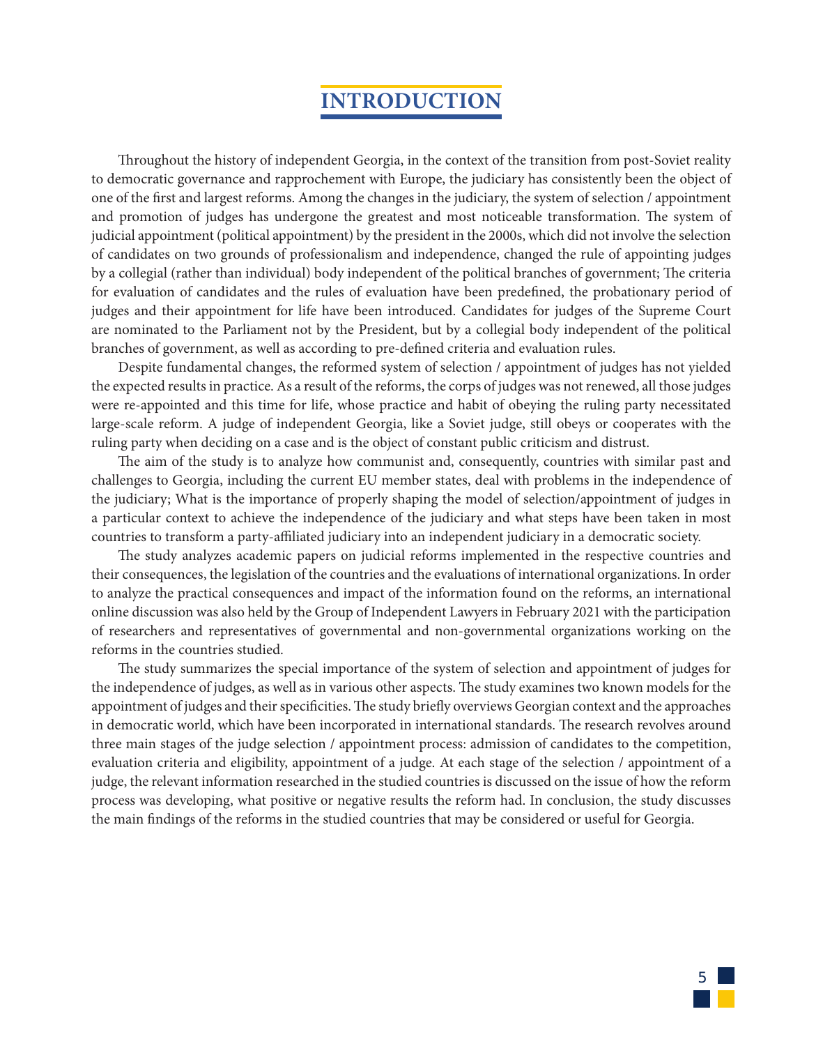# INTRODUCTION

Throughout the history of independent Georgia, in the context of the transition from post-Soviet reality to democratic governance and rapprochement with Europe, the judiciary has consistently been the object of one of the first and largest reforms. Among the changes in the judiciary, the system of selection / appointment and promotion of judges has undergone the greatest and most noticeable transformation. The system of judicial appointment (political appointment) by the president in the 2000s, which did not involve the selection of candidates on two grounds of professionalism and independence, changed the rule of appointing judges by a collegial (rather than individual) body independent of the political branches of government; The criteria for evaluation of candidates and the rules of evaluation have been predefined, the probationary period of judges and their appointment for life have been introduced. Candidates for judges of the Supreme Court are nominated to the Parliament not by the President, but by a collegial body independent of the political branches of government, as well as according to pre-defined criteria and evaluation rules.

Despite fundamental changes, the reformed system of selection / appointment of judges has not yielded the expected results in practice. As a result of the reforms, the corps of judges was not renewed, all those judges were re-appointed and this time for life, whose practice and habit of obeying the ruling party necessitated large-scale reform. A judge of independent Georgia, like a Soviet judge, still obeys or cooperates with the ruling party when deciding on a case and is the object of constant public criticism and distrust.

The aim of the study is to analyze how communist and, consequently, countries with similar past and challenges to Georgia, including the current EU member states, deal with problems in the independence of the judiciary; What is the importance of properly shaping the model of selection/appointment of judges in a particular context to achieve the independence of the judiciary and what steps have been taken in most countries to transform a party-affiliated judiciary into an independent judiciary in a democratic society.

The study analyzes academic papers on judicial reforms implemented in the respective countries and their consequences, the legislation of the countries and the evaluations of international organizations. In order to analyze the practical consequences and impact of the information found on the reforms, an international online discussion was also held by the Group of Independent Lawyers in February 2021 with the participation of researchers and representatives of governmental and non-governmental organizations working on the reforms in the countries studied.

The study summarizes the special importance of the system of selection and appointment of judges for the independence of judges, as well as in various other aspects. The study examines two known models for the appointment of judges and their specificities. The study briefly overviews Georgian context and the approaches in democratic world, which have been incorporated in international standards. The research revolves around three main stages of the judge selection / appointment process: admission of candidates to the competition, evaluation criteria and eligibility, appointment of a judge. At each stage of the selection / appointment of a judge, the relevant information researched in the studied countries is discussed on the issue of how the reform process was developing, what positive or negative results the reform had. In conclusion, the study discusses the main findings of the reforms in the studied countries that may be considered or useful for Georgia.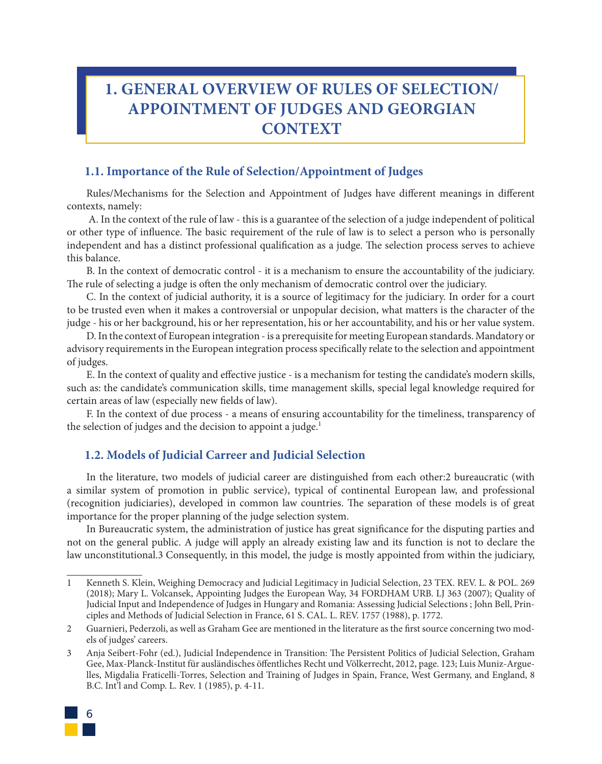# 1. GENERAL OVERVIEW OF RULES OF SELECTION/ APPOINTMENT OF JUDGES AND GEORGIAN CONTEXT

## 1.1. Importance of the Rule of Selection/Appointment of Judges

Rules/Mechanisms for the Selection and Appointment of Judges have different meanings in different contexts, namely:

A. In the context of the rule of law - this is a guarantee of the selection of a judge independent of political or other type of influence. The basic requirement of the rule of law is to select a person who is personally independent and has a distinct professional qualification as a judge. The selection process serves to achieve this balance.

B. In the context of democratic control - it is a mechanism to ensure the accountability of the judiciary. The rule of selecting a judge is often the only mechanism of democratic control over the judiciary.

C. In the context of judicial authority, it is a source of legitimacy for the judiciary. In order for a court to be trusted even when it makes a controversial or unpopular decision, what matters is the character of the judge - his or her background, his or her representation, his or her accountability, and his or her value system.

D. In the context of European integration - is a prerequisite for meeting European standards. Mandatory or advisory requirements in the European integration process specifically relate to the selection and appointment of judges.

E. In the context of quality and effective justice - is a mechanism for testing the candidate's modern skills, such as: the candidate's communication skills, time management skills, special legal knowledge required for certain areas of law (especially new fields of law).

F. In the context of due process - a means of ensuring accountability for the timeliness, transparency of the selection of judges and the decision to appoint a judge.[1]

## 1.2. Models of Judicial Carreer and Judicial Selection

In the literature, two models of judicial career are distinguished from each other:2 bureaucratic (with a similar system of promotion in public service), typical of continental European law, and professional (recognition judiciaries), developed in common law countries. The separation of these models is of great importance for the proper planning of the judge selection system.

In Bureaucratic system, the administration of justice has great significance for the disputing parties and not on the general public. A judge will apply an already existing law and its function is not to declare the law unconstitutional.3 Consequently, in this model, the judge is mostly appointed from within the judiciary,

---

1 Kenneth S. Klein, Weighing Democracy and Judicial Legitimacy in Judicial Selection, 23 TEX. REV. L. & POL. 269 (2018); Mary L. Volcansek, Appointing Judges the European Way, 34 FORDHAM URB. LJ 363 (2007); Quality of Judicial Input and Independence of Judges in Hungary and Romania: Assessing Judicial Selections ; John Bell, Principles and Methods of Judicial Selection in France, 61 S. CAL. L. REV. 1757 (1988), p. 1772.

2 Guarnieri, Pederzoli, as well as Graham Gee are mentioned in the literature as the first source concerning two models of judges' careers.

3 Anja Seibert-Fohr (ed.), Judicial Independence in Transition: The Persistent Politics of Judicial Selection, Graham Gee, Max-Planck-Institut für ausländisches öffentliches Recht und Völkerrecht, 2012, page. 123; Luis Muniz-Arguelles, Migdalia Fraticelli-Torres, Selection and Training of Judges in Spain, France, West Germany, and England, 8 B.C. Int'l and Comp. L. Rev. 1 (1985), p. 4-11.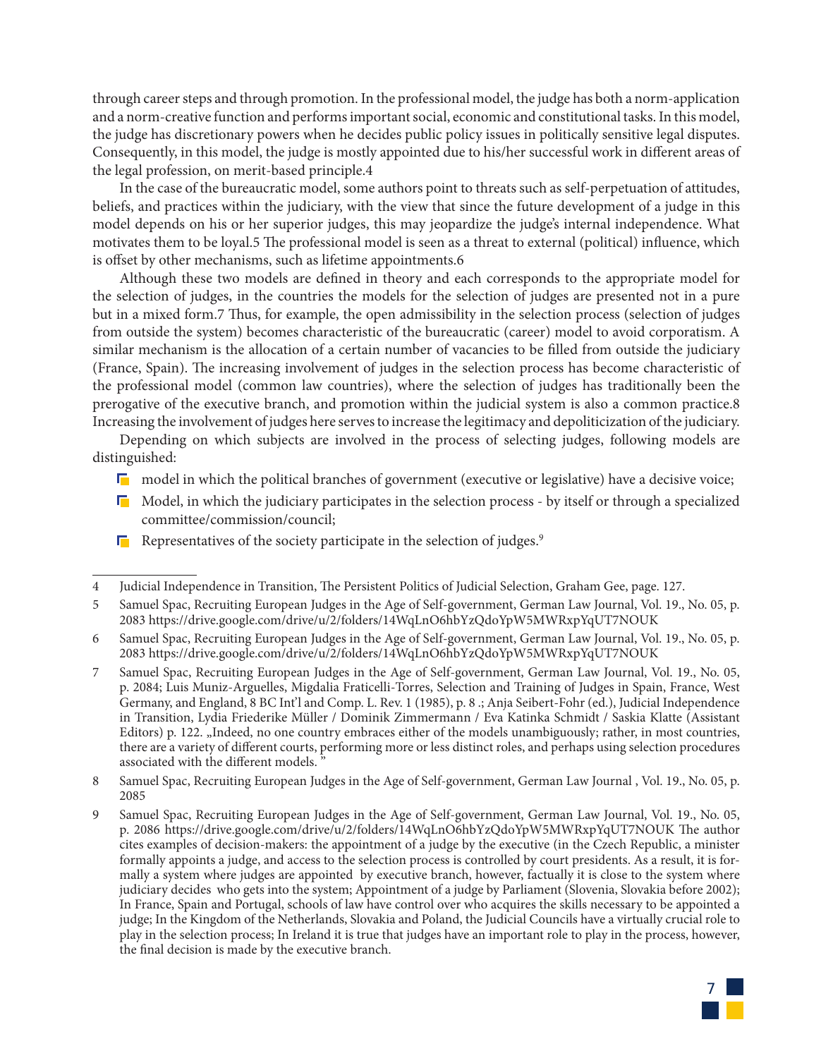through career steps and through promotion. In the professional model, the judge has both a norm-application and a norm-creative function and performs important social, economic and constitutional tasks. In this model, the judge has discretionary powers when he decides public policy issues in politically sensitive legal disputes. Consequently, in this model, the judge is mostly appointed due to his/her successful work in different areas of the legal profession, on merit-based principle.4

In the case of the bureaucratic model, some authors point to threats such as self-perpetuation of attitudes, beliefs, and practices within the judiciary, with the view that since the future development of a judge in this model depends on his or her superior judges, this may jeopardize the judge's internal independence. What motivates them to be loyal.5 The professional model is seen as a threat to external (political) influence, which is offset by other mechanisms, such as lifetime appointments.6

Although these two models are defined in theory and each corresponds to the appropriate model for the selection of judges, in the countries the models for the selection of judges are presented not in a pure but in a mixed form.7 Thus, for example, the open admissibility in the selection process (selection of judges from outside the system) becomes characteristic of the bureaucratic (career) model to avoid corporatism. A similar mechanism is the allocation of a certain number of vacancies to be filled from outside the judiciary (France, Spain). The increasing involvement of judges in the selection process has become characteristic of the professional model (common law countries), where the selection of judges has traditionally been the prerogative of the executive branch, and promotion within the judicial system is also a common practice.8 Increasing the involvement of judges here serves to increase the legitimacy and depoliticization of the judiciary.

Depending on which subjects are involved in the process of selecting judges, following models are distinguished:

- model in which the political branches of government (executive or legislative) have a decisive voice;
- Model, in which the judiciary participates in the selection process - by itself or through a specialized committee/commission/council;
- Representatives of the society participate in the selection of judges.[9]

---

4 Judicial Independence in Transition, The Persistent Politics of Judicial Selection, Graham Gee, page. 127.

5 Samuel Spac, Recruiting European Judges in the Age of Self-government, German Law Journal, Vol. 19., No. 05, p. 2083 https://drive.google.com/drive/u/2/folders/14WqLnO6hbYzQdoYpW5MWRxpYqUT7NOUK

6 Samuel Spac, Recruiting European Judges in the Age of Self-government, German Law Journal, Vol. 19., No. 05, p. 2083 https://drive.google.com/drive/u/2/folders/14WqLnO6hbYzQdoYpW5MWRxpYqUT7NOUK

7 Samuel Spac, Recruiting European Judges in the Age of Self-government, German Law Journal, Vol. 19., No. 05, p. 2084; Luis Muniz-Arguelles, Migdalia Fraticelli-Torres, Selection and Training of Judges in Spain, France, West Germany, and England, 8 BC Int'l and Comp. L. Rev. 1 (1985), p. 8 .; Anja Seibert-Fohr (ed.), Judicial Independence in Transition, Lydia Friederike Müller / Dominik Zimmermann / Eva Katinka Schmidt / Saskia Klatte (Assistant Editors) p. 122. „Indeed, no one country embraces either of the models unambiguously; rather, in most countries, there are a variety of different courts, performing more or less distinct roles, and perhaps using selection procedures associated with the different models. "

8 Samuel Spac, Recruiting European Judges in the Age of Self-government, German Law Journal , Vol. 19., No. 05, p. 2085

9 Samuel Spac, Recruiting European Judges in the Age of Self-government, German Law Journal, Vol. 19., No. 05, p. 2086 https://drive.google.com/drive/u/2/folders/14WqLnO6hbYzQdoYpW5MWRxpYqUT7NOUK The author cites examples of decision-makers: the appointment of a judge by the executive (in the Czech Republic, a minister formally appoints a judge, and access to the selection process is controlled by court presidents. As a result, it is formally a system where judges are appointed by executive branch, however, factually it is close to the system where judiciary decides who gets into the system; Appointment of a judge by Parliament (Slovenia, Slovakia before 2002); In France, Spain and Portugal, schools of law have control over who acquires the skills necessary to be appointed a judge; In the Kingdom of the Netherlands, Slovakia and Poland, the Judicial Councils have a virtually crucial role to play in the selection process; In Ireland it is true that judges have an important role to play in the process, however, the final decision is made by the executive branch.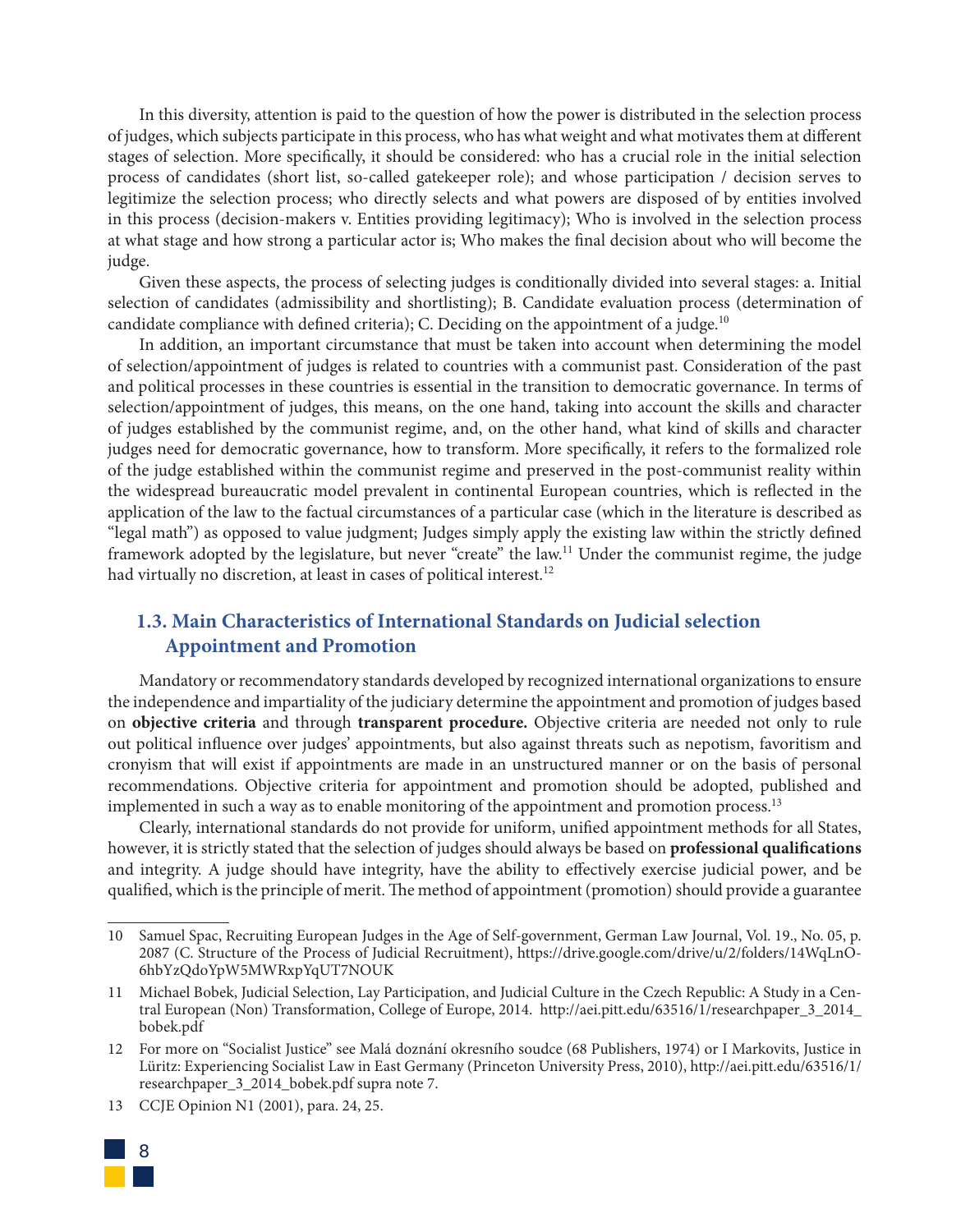In this diversity, attention is paid to the question of how the power is distributed in the selection process of judges, which subjects participate in this process, who has what weight and what motivates them at different stages of selection. More specifically, it should be considered: who has a crucial role in the initial selection process of candidates (short list, so-called gatekeeper role); and whose participation / decision serves to legitimize the selection process; who directly selects and what powers are disposed of by entities involved in this process (decision-makers v. Entities providing legitimacy); Who is involved in the selection process at what stage and how strong a particular actor is; Who makes the final decision about who will become the judge.

Given these aspects, the process of selecting judges is conditionally divided into several stages: a. Initial selection of candidates (admissibility and shortlisting); B. Candidate evaluation process (determination of candidate compliance with defined criteria); C. Deciding on the appointment of a judge.[10]

In addition, an important circumstance that must be taken into account when determining the model of selection/appointment of judges is related to countries with a communist past. Consideration of the past and political processes in these countries is essential in the transition to democratic governance. In terms of selection/appointment of judges, this means, on the one hand, taking into account the skills and character of judges established by the communist regime, and, on the other hand, what kind of skills and character judges need for democratic governance, how to transform. More specifically, it refers to the formalized role of the judge established within the communist regime and preserved in the post-communist reality within the widespread bureaucratic model prevalent in continental European countries, which is reflected in the application of the law to the factual circumstances of a particular case (which in the literature is described as "legal math") as opposed to value judgment; Judges simply apply the existing law within the strictly defined framework adopted by the legislature, but never "create" the law.[11] Under the communist regime, the judge had virtually no discretion, at least in cases of political interest.[12]

### 1.3. Main Characteristics of International Standards on Judicial selection Appointment and Promotion

Mandatory or recommendatory standards developed by recognized international organizations to ensure the independence and impartiality of the judiciary determine the appointment and promotion of judges based on **objective criteria** and through **transparent procedure.** Objective criteria are needed not only to rule out political influence over judges' appointments, but also against threats such as nepotism, favoritism and cronyism that will exist if appointments are made in an unstructured manner or on the basis of personal recommendations. Objective criteria for appointment and promotion should be adopted, published and implemented in such a way as to enable monitoring of the appointment and promotion process.[13]

Clearly, international standards do not provide for uniform, unified appointment methods for all States, however, it is strictly stated that the selection of judges should always be based on **professional qualifications** and integrity. A judge should have integrity, have the ability to effectively exercise judicial power, and be qualified, which is the principle of merit. The method of appointment (promotion) should provide a guarantee

---

10 Samuel Spac, Recruiting European Judges in the Age of Self-government, German Law Journal, Vol. 19., No. 05, p. 2087 (C. Structure of the Process of Judicial Recruitment), https://drive.google.com/drive/u/2/folders/14WqLnO-6hbYzQdoYpW5MWRxpYqUT7NOUK

11 Michael Bobek, Judicial Selection, Lay Participation, and Judicial Culture in the Czech Republic: A Study in a Central European (Non) Transformation, College of Europe, 2014. http://aei.pitt.edu/63516/1/researchpaper_3_2014_bobek.pdf

12 For more on "Socialist Justice" see Malá doznání okresního soudce (68 Publishers, 1974) or I Markovits, Justice in Lüritz: Experiencing Socialist Law in East Germany (Princeton University Press, 2010), http://aei.pitt.edu/63516/1/researchpaper_3_2014_bobek.pdf supra note 7.

13 CCJE Opinion N1 (2001), para. 24, 25.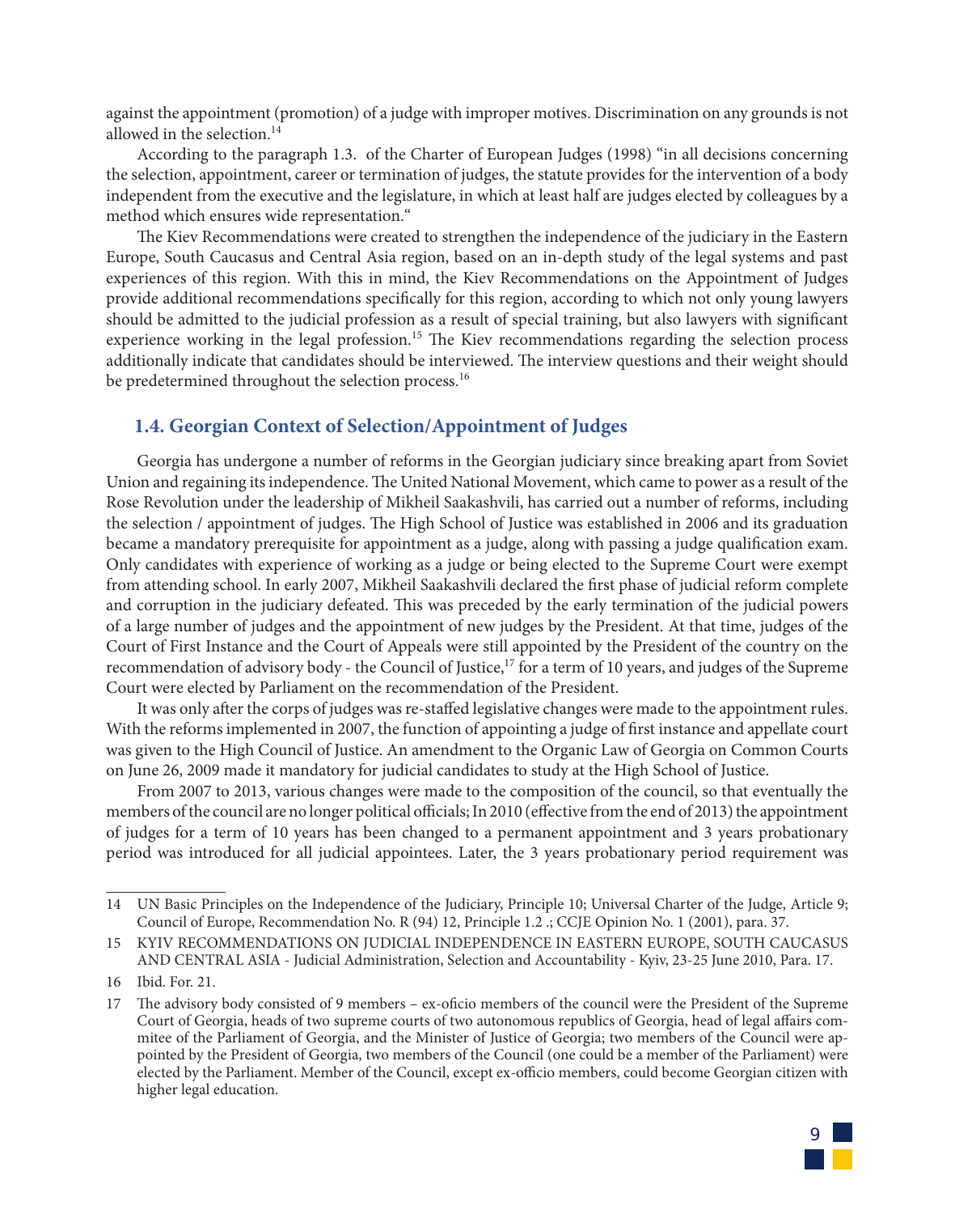against the appointment (promotion) of a judge with improper motives. Discrimination on any grounds is not allowed in the selection.[14]

According to the paragraph 1.3. of the Charter of European Judges (1998) "in all decisions concerning the selection, appointment, career or termination of judges, the statute provides for the intervention of a body independent from the executive and the legislature, in which at least half are judges elected by colleagues by a method which ensures wide representation."

The Kiev Recommendations were created to strengthen the independence of the judiciary in the Eastern Europe, South Caucasus and Central Asia region, based on an in-depth study of the legal systems and past experiences of this region. With this in mind, the Kiev Recommendations on the Appointment of Judges provide additional recommendations specifically for this region, according to which not only young lawyers should be admitted to the judicial profession as a result of special training, but also lawyers with significant experience working in the legal profession.[15] The Kiev recommendations regarding the selection process additionally indicate that candidates should be interviewed. The interview questions and their weight should be predetermined throughout the selection process.[16]

### 1.4. Georgian Context of Selection/Appointment of Judges

Georgia has undergone a number of reforms in the Georgian judiciary since breaking apart from Soviet Union and regaining its independence. The United National Movement, which came to power as a result of the Rose Revolution under the leadership of Mikheil Saakashvili, has carried out a number of reforms, including the selection / appointment of judges. The High School of Justice was established in 2006 and its graduation became a mandatory prerequisite for appointment as a judge, along with passing a judge qualification exam. Only candidates with experience of working as a judge or being elected to the Supreme Court were exempt from attending school. In early 2007, Mikheil Saakashvili declared the first phase of judicial reform complete and corruption in the judiciary defeated. This was preceded by the early termination of the judicial powers of a large number of judges and the appointment of new judges by the President. At that time, judges of the Court of First Instance and the Court of Appeals were still appointed by the President of the country on the recommendation of advisory body - the Council of Justice,[17] for a term of 10 years, and judges of the Supreme Court were elected by Parliament on the recommendation of the President.

It was only after the corps of judges was re-staffed legislative changes were made to the appointment rules. With the reforms implemented in 2007, the function of appointing a judge of first instance and appellate court was given to the High Council of Justice. An amendment to the Organic Law of Georgia on Common Courts on June 26, 2009 made it mandatory for judicial candidates to study at the High School of Justice.

From 2007 to 2013, various changes were made to the composition of the council, so that eventually the members of the council are no longer political officials; In 2010 (effective from the end of 2013) the appointment of judges for a term of 10 years has been changed to a permanent appointment and 3 years probationary period was introduced for all judicial appointees. Later, the 3 years probationary period requirement was

---

14 UN Basic Principles on the Independence of the Judiciary, Principle 10; Universal Charter of the Judge, Article 9; Council of Europe, Recommendation No. R (94) 12, Principle 1.2 .; CCJE Opinion No. 1 (2001), para. 37.

15 KYIV RECOMMENDATIONS ON JUDICIAL INDEPENDENCE IN EASTERN EUROPE, SOUTH CAUCASUS AND CENTRAL ASIA - Judicial Administration, Selection and Accountability - Kyiv, 23-25 June 2010, Para. 17.

16 Ibid. For. 21.

17 The advisory body consisted of 9 members – ex-oficio members of the council were the President of the Supreme Court of Georgia, heads of two supreme courts of two autonomous republics of Georgia, head of legal affairs commitee of the Parliament of Georgia, and the Minister of Justice of Georgia; two members of the Council were appointed by the President of Georgia, two members of the Council (one could be a member of the Parliament) were elected by the Parliament. Member of the Council, except ex-officio members, could become Georgian citizen with higher legal education.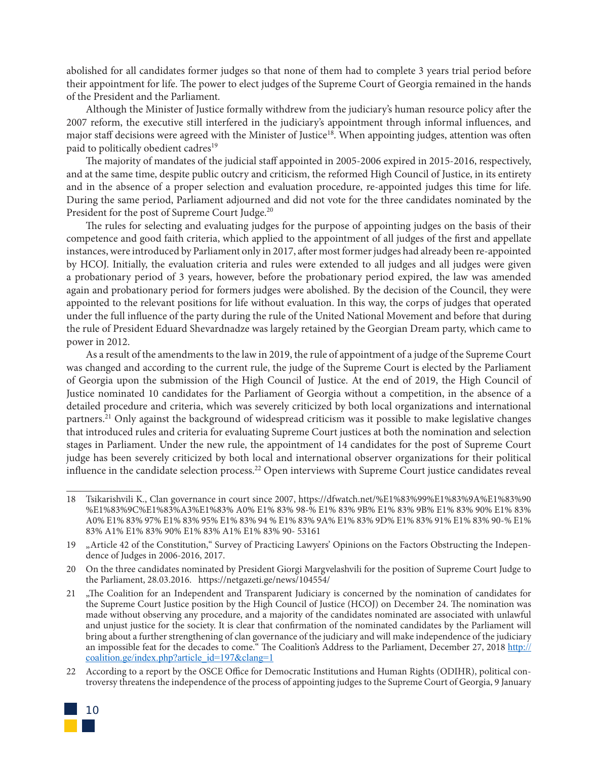abolished for all candidates former judges so that none of them had to complete 3 years trial period before their appointment for life. The power to elect judges of the Supreme Court of Georgia remained in the hands of the President and the Parliament.

Although the Minister of Justice formally withdrew from the judiciary's human resource policy after the 2007 reform, the executive still interfered in the judiciary's appointment through informal influences, and major staff decisions were agreed with the Minister of Justice[18]. When appointing judges, attention was often paid to politically obedient cadres[19]

The majority of mandates of the judicial staff appointed in 2005-2006 expired in 2015-2016, respectively, and at the same time, despite public outcry and criticism, the reformed High Council of Justice, in its entirety and in the absence of a proper selection and evaluation procedure, re-appointed judges this time for life. During the same period, Parliament adjourned and did not vote for the three candidates nominated by the President for the post of Supreme Court Judge.[20]

The rules for selecting and evaluating judges for the purpose of appointing judges on the basis of their competence and good faith criteria, which applied to the appointment of all judges of the first and appellate instances, were introduced by Parliament only in 2017, after most former judges had already been re-appointed by HCOJ. Initially, the evaluation criteria and rules were extended to all judges and all judges were given a probationary period of 3 years, however, before the probationary period expired, the law was amended again and probationary period for formers judges were abolished. By the decision of the Council, they were appointed to the relevant positions for life without evaluation. In this way, the corps of judges that operated under the full influence of the party during the rule of the United National Movement and before that during the rule of President Eduard Shevardnadze was largely retained by the Georgian Dream party, which came to power in 2012.

As a result of the amendments to the law in 2019, the rule of appointment of a judge of the Supreme Court was changed and according to the current rule, the judge of the Supreme Court is elected by the Parliament of Georgia upon the submission of the High Council of Justice. At the end of 2019, the High Council of Justice nominated 10 candidates for the Parliament of Georgia without a competition, in the absence of a detailed procedure and criteria, which was severely criticized by both local organizations and international partners.[21] Only against the background of widespread criticism was it possible to make legislative changes that introduced rules and criteria for evaluating Supreme Court justices at both the nomination and selection stages in Parliament. Under the new rule, the appointment of 14 candidates for the post of Supreme Court judge has been severely criticized by both local and international observer organizations for their political influence in the candidate selection process.[22] Open interviews with Supreme Court justice candidates reveal

---

18 Tsikarishvili K., Clan governance in court since 2007, https://dfwatch.net/%E1%83%99%E1%83%9A%E1%83%90%E1%83%9C%E1%83%A3%E1%83% A0% E1% 83% 98-% E1% 83% 9B% E1% 83% 9B% E1% 83% 90% E1% 83% A0% E1% 83% 97% E1% 83% 95% E1% 83% 94 % E1% 83% 9A% E1% 83% 9D% E1% 83% 91% E1% 83% 90-% E1% 83% A1% E1% 83% 90% E1% 83% A1% E1% 83% 90- 53161

19 „Article 42 of the Constitution," Survey of Practicing Lawyers' Opinions on the Factors Obstructing the Independence of Judges in 2006-2016, 2017.

20 On the three candidates nominated by President Giorgi Margvelashvili for the position of Supreme Court Judge to the Parliament, 28.03.2016. https://netgazeti.ge/news/104554/

21 „The Coalition for an Independent and Transparent Judiciary is concerned by the nomination of candidates for the Supreme Court Justice position by the High Council of Justice (HCOJ) on December 24. The nomination was made without observing any procedure, and a majority of the candidates nominated are associated with unlawful and unjust justice for the society. It is clear that confirmation of the nominated candidates by the Parliament will bring about a further strengthening of clan governance of the judiciary and will make independence of the judiciary an impossible feat for the decades to come." The Coalition's Address to the Parliament, December 27, 2018 http://coalition.ge/index.php?article_id=197&clang=1

22 According to a report by the OSCE Office for Democratic Institutions and Human Rights (ODIHR), political controversy threatens the independence of the process of appointing judges to the Supreme Court of Georgia, 9 January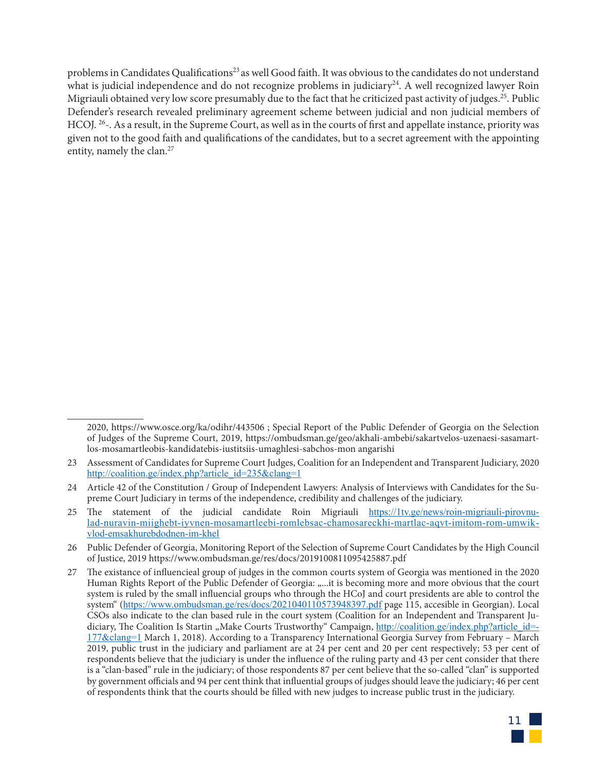problems in Candidates Qualifications[23] as well Good faith. It was obvious to the candidates do not understand what is judicial independence and do not recognize problems in judiciary[24]. A well recognized lawyer Roin Migriauli obtained very low score presumably due to the fact that he criticized past activity of judges.[25]. Public Defender's research revealed preliminary agreement scheme between judicial and non judicial members of HCOJ. [26]-. As a result, in the Supreme Court, as well as in the courts of first and appellate instance, priority was given not to the good faith and qualifications of the candidates, but to a secret agreement with the appointing entity, namely the clan.[27]

---

2020, https://www.osce.org/ka/odihr/443506 ; Special Report of the Public Defender of Georgia on the Selection of Judges of the Supreme Court, 2019, https://ombudsman.ge/geo/akhali-ambebi/sakartvelos-uzenaesi-sasamartlos-mosamartleobis-kandidatebis-iustitsiis-umaghlesi-sabchos-mon angarishi

23 Assessment of Candidates for Supreme Court Judges, Coalition for an Independent and Transparent Judiciary, 2020 http://coalition.ge/index.php?article_id=235&clang=1

24 Article 42 of the Constitution / Group of Independent Lawyers: Analysis of Interviews with Candidates for the Supreme Court Judiciary in terms of the independence, credibility and challenges of the judiciary.

25 The statement of the judicial candidate Roin Migriauli https://1tv.ge/news/roin-migriauli-pirovnulad-nuravin-miighebt-iyvnen-mosamartleebi-romlebsac-chamosareckhi-martlac-aqvt-imitom-rom-umwikvlod-emsakhurebdodnen-im-khel

26 Public Defender of Georgia, Monitoring Report of the Selection of Supreme Court Candidates by the High Council of Justice, 2019 https://www.ombudsman.ge/res/docs/2019100811095425887.pdf

27 The existance of influencieal group of judges in the common courts system of Georgia was mentioned in the 2020 Human Rights Report of the Public Defender of Georgia: „...it is becoming more and more obvious that the court system is ruled by the small influencial groups who through the HCoJ and court presidents are able to control the system" (https://www.ombudsman.ge/res/docs/2021040110573948397.pdf page 115, accesible in Georgian). Local CSOs also indicate to the clan based rule in the court system (Coalition for an Independent and Transparent Judiciary, The Coalition Is Startin „Make Courts Trustworthy" Campaign, http://coalition.ge/index.php?article_id=177&clang=1 March 1, 2018). According to a Transparency International Georgia Survey from February – March 2019, public trust in the judiciary and parliament are at 24 per cent and 20 per cent respectively; 53 per cent of respondents believe that the judiciary is under the influence of the ruling party and 43 per cent consider that there is a "clan-based" rule in the judiciary; of those respondents 87 per cent believe that the so-called "clan" is supported by government officials and 94 per cent think that influential groups of judges should leave the judiciary; 46 per cent of respondents think that the courts should be filled with new judges to increase public trust in the judiciary.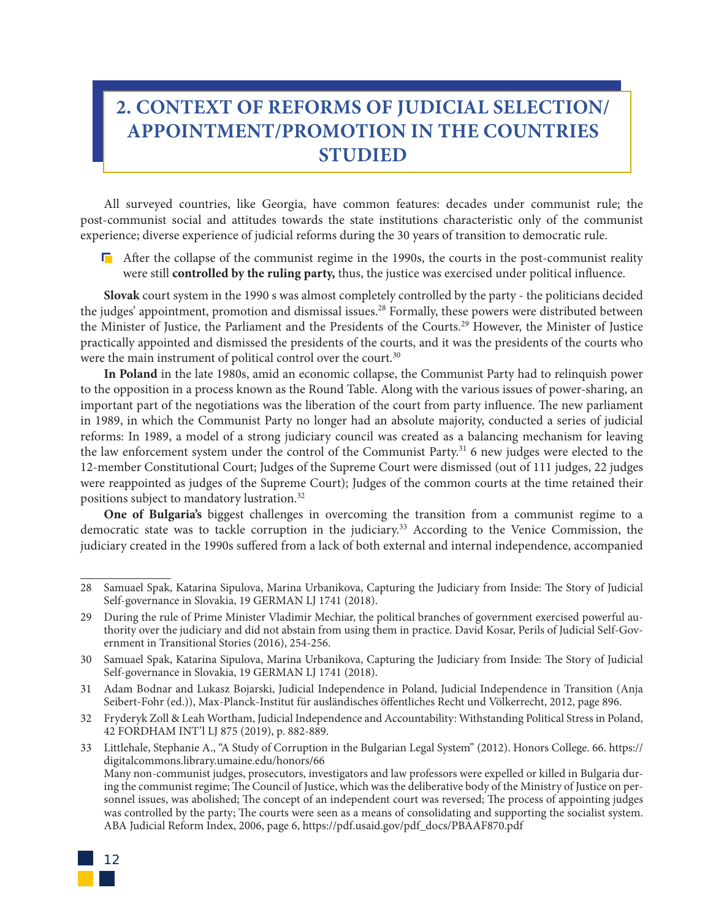## 2. CONTEXT OF REFORMS OF JUDICIAL SELECTION/ APPOINTMENT/PROMOTION IN THE COUNTRIES STUDIED

All surveyed countries, like Georgia, have common features: decades under communist rule; the post-communist social and attitudes towards the state institutions characteristic only of the communist experience; diverse experience of judicial reforms during the 30 years of transition to democratic rule.

- After the collapse of the communist regime in the 1990s, the courts in the post-communist reality were still **controlled by the ruling party,** thus, the justice was exercised under political influence.

**Slovak** court system in the 1990 s was almost completely controlled by the party - the politicians decided the judges' appointment, promotion and dismissal issues.[28] Formally, these powers were distributed between the Minister of Justice, the Parliament and the Presidents of the Courts.[29] However, the Minister of Justice practically appointed and dismissed the presidents of the courts, and it was the presidents of the courts who were the main instrument of political control over the court.[30]

**In Poland** in the late 1980s, amid an economic collapse, the Communist Party had to relinquish power to the opposition in a process known as the Round Table. Along with the various issues of power-sharing, an important part of the negotiations was the liberation of the court from party influence. The new parliament in 1989, in which the Communist Party no longer had an absolute majority, conducted a series of judicial reforms: In 1989, a model of a strong judiciary council was created as a balancing mechanism for leaving the law enforcement system under the control of the Communist Party.[31] 6 new judges were elected to the 12-member Constitutional Court; Judges of the Supreme Court were dismissed (out of 111 judges, 22 judges were reappointed as judges of the Supreme Court); Judges of the common courts at the time retained their positions subject to mandatory lustration.[32]

**One of Bulgaria's** biggest challenges in overcoming the transition from a communist regime to a democratic state was to tackle corruption in the judiciary.[33] According to the Venice Commission, the judiciary created in the 1990s suffered from a lack of both external and internal independence, accompanied

---

28 Samuael Spak, Katarina Sipulova, Marina Urbanikova, Capturing the Judiciary from Inside: The Story of Judicial Self-governance in Slovakia, 19 GERMAN LJ 1741 (2018).

29 During the rule of Prime Minister Vladimir Mechiar, the political branches of government exercised powerful authority over the judiciary and did not abstain from using them in practice. David Kosar, Perils of Judicial Self-Government in Transitional Stories (2016), 254-256.

30 Samuael Spak, Katarina Sipulova, Marina Urbanikova, Capturing the Judiciary from Inside: The Story of Judicial Self-governance in Slovakia, 19 GERMAN LJ 1741 (2018).

31 Adam Bodnar and Lukasz Bojarski, Judicial Independence in Poland, Judicial Independence in Transition (Anja Seibert-Fohr (ed.)), Max-Planck-Institut für ausländisches öffentliches Recht und Völkerrecht, 2012, page 896.

32 Fryderyk Zoll & Leah Wortham, Judicial Independence and Accountability: Withstanding Political Stress in Poland, 42 FORDHAM INT'l LJ 875 (2019), p. 882-889.

33 Littlehale, Stephanie A., "A Study of Corruption in the Bulgarian Legal System" (2012). Honors College. 66. https://digitalcommons.library.umaine.edu/honors/66
Many non-communist judges, prosecutors, investigators and law professors were expelled or killed in Bulgaria during the communist regime; The Council of Justice, which was the deliberative body of the Ministry of Justice on personnel issues, was abolished; The concept of an independent court was reversed; The process of appointing judges was controlled by the party; The courts were seen as a means of consolidating and supporting the socialist system. ABA Judicial Reform Index, 2006, page 6, https://pdf.usaid.gov/pdf_docs/PBAAF870.pdf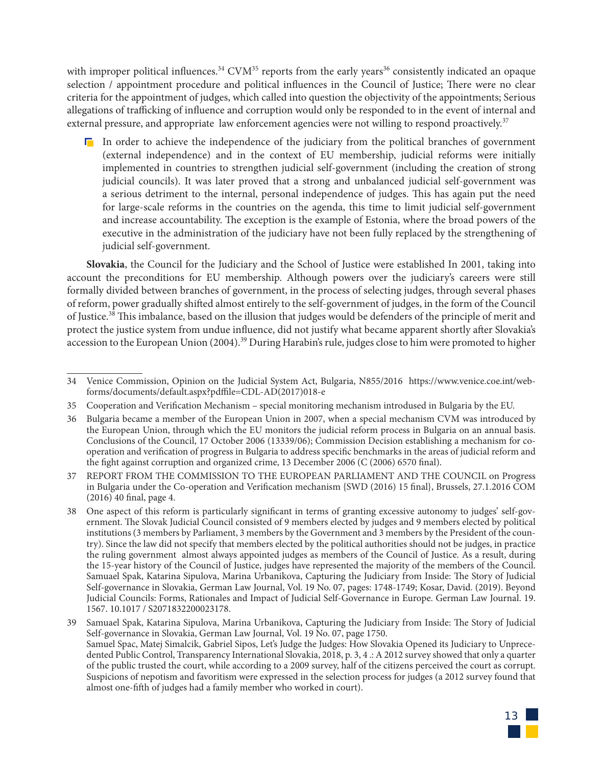with improper political influences.[34] CVM[35] reports from the early years[36] consistently indicated an opaque selection / appointment procedure and political influences in the Council of Justice; There were no clear criteria for the appointment of judges, which called into question the objectivity of the appointments; Serious allegations of trafficking of influence and corruption would only be responded to in the event of internal and external pressure, and appropriate law enforcement agencies were not willing to respond proactively.[37]

- In order to achieve the independence of the judiciary from the political branches of government (external independence) and in the context of EU membership, judicial reforms were initially implemented in countries to strengthen judicial self-government (including the creation of strong judicial councils). It was later proved that a strong and unbalanced judicial self-government was a serious detriment to the internal, personal independence of judges. This has again put the need for large-scale reforms in the countries on the agenda, this time to limit judicial self-government and increase accountability. The exception is the example of Estonia, where the broad powers of the executive in the administration of the judiciary have not been fully replaced by the strengthening of judicial self-government.

**Slovakia**, the Council for the Judiciary and the School of Justice were established In 2001, taking into account the preconditions for EU membership. Although powers over the judiciary's careers were still formally divided between branches of government, in the process of selecting judges, through several phases of reform, power gradually shifted almost entirely to the self-government of judges, in the form of the Council of Justice.[38] This imbalance, based on the illusion that judges would be defenders of the principle of merit and protect the justice system from undue influence, did not justify what became apparent shortly after Slovakia's accession to the European Union (2004).[39] During Harabin's rule, judges close to him were promoted to higher

---

34 Venice Commission, Opinion on the Judicial System Act, Bulgaria, N855/2016 https://www.venice.coe.int/webforms/documents/default.aspx?pdffile=CDL-AD(2017)018-e

35 Cooperation and Verification Mechanism – special monitoring mechanism introdused in Bulgaria by the EU.

36 Bulgaria became a member of the European Union in 2007, when a special mechanism CVM was introduced by the European Union, through which the EU monitors the judicial reform process in Bulgaria on an annual basis. Conclusions of the Council, 17 October 2006 (13339/06); Commission Decision establishing a mechanism for co-operation and verification of progress in Bulgaria to address specific benchmarks in the areas of judicial reform and the fight against corruption and organized crime, 13 December 2006 (C (2006) 6570 final).

37 REPORT FROM THE COMMISSION TO THE EUROPEAN PARLIAMENT AND THE COUNCIL on Progress in Bulgaria under the Co-operation and Verification mechanism {SWD (2016) 15 final}, Brussels, 27.1.2016 COM (2016) 40 final, page 4.

38 One aspect of this reform is particularly significant in terms of granting excessive autonomy to judges' self-government. The Slovak Judicial Council consisted of 9 members elected by judges and 9 members elected by political institutions (3 members by Parliament, 3 members by the Government and 3 members by the President of the country). Since the law did not specify that members elected by the political authorities should not be judges, in practice the ruling government almost always appointed judges as members of the Council of Justice. As a result, during the 15-year history of the Council of Justice, judges have represented the majority of the members of the Council. Samuael Spak, Katarina Sipulova, Marina Urbanikova, Capturing the Judiciary from Inside: The Story of Judicial Self-governance in Slovakia, German Law Journal, Vol. 19 No. 07, pages: 1748-1749; Kosar, David. (2019). Beyond Judicial Councils: Forms, Rationales and Impact of Judicial Self-Governance in Europe. German Law Journal. 19. 1567. 10.1017 / S2071832200023178.

39 Samuael Spak, Katarina Sipulova, Marina Urbanikova, Capturing the Judiciary from Inside: The Story of Judicial Self-governance in Slovakia, German Law Journal, Vol. 19 No. 07, page 1750.
Samuel Spac, Matej Simalcik, Gabriel Sipos, Let's Judge the Judges: How Slovakia Opened its Judiciary to Unprecedented Public Control, Transparency International Slovakia, 2018, p. 3, 4 .: A 2012 survey showed that only a quarter of the public trusted the court, while according to a 2009 survey, half of the citizens perceived the court as corrupt. Suspicions of nepotism and favoritism were expressed in the selection process for judges (a 2012 survey found that almost one-fifth of judges had a family member who worked in court).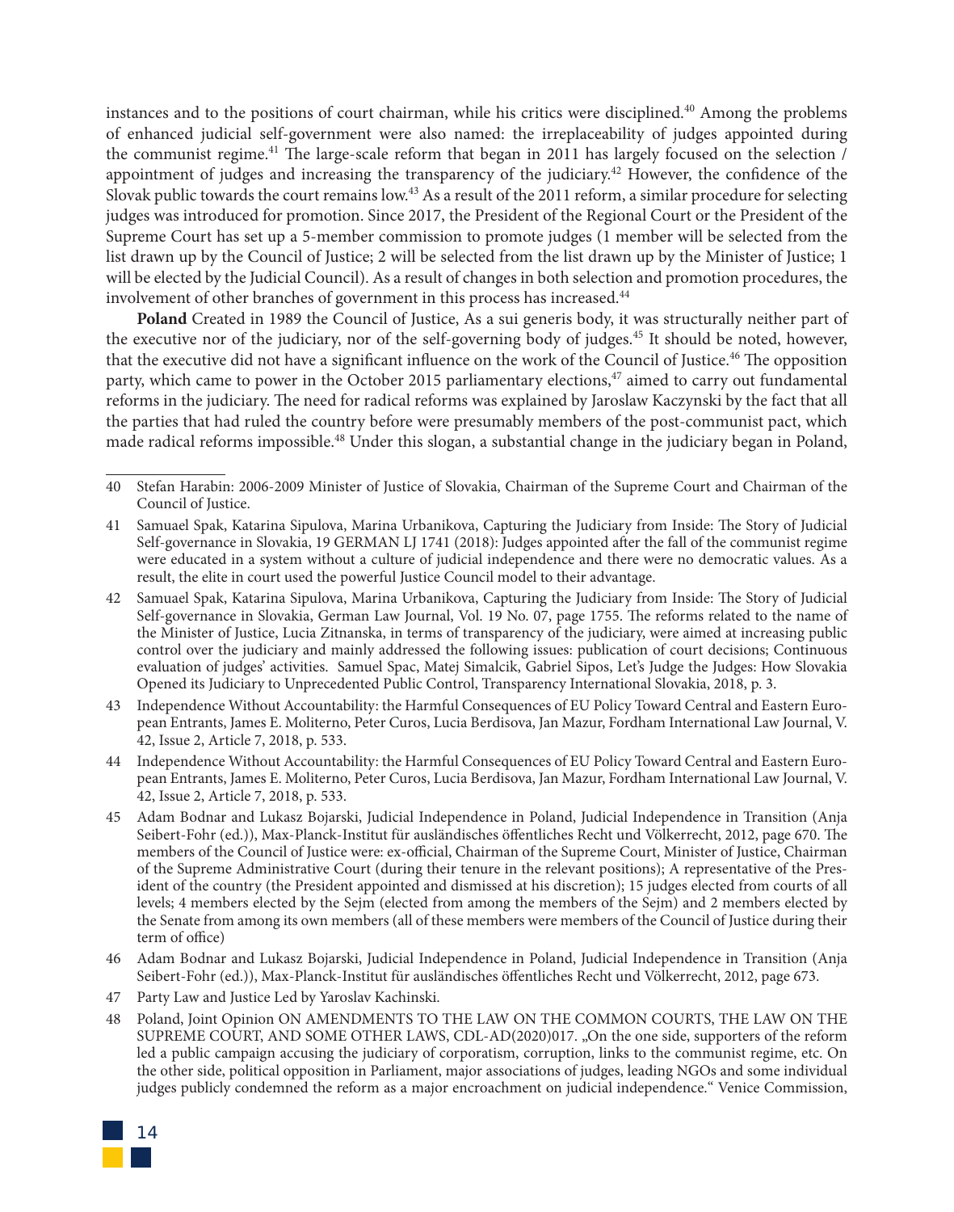instances and to the positions of court chairman, while his critics were disciplined.[40] Among the problems of enhanced judicial self-government were also named: the irreplaceability of judges appointed during the communist regime.[41] The large-scale reform that began in 2011 has largely focused on the selection / appointment of judges and increasing the transparency of the judiciary.[42] However, the confidence of the Slovak public towards the court remains low.[43] As a result of the 2011 reform, a similar procedure for selecting judges was introduced for promotion. Since 2017, the President of the Regional Court or the President of the Supreme Court has set up a 5-member commission to promote judges (1 member will be selected from the list drawn up by the Council of Justice; 2 will be selected from the list drawn up by the Minister of Justice; 1 will be elected by the Judicial Council). As a result of changes in both selection and promotion procedures, the involvement of other branches of government in this process has increased.[44]

**Poland** Created in 1989 the Council of Justice, As a sui generis body, it was structurally neither part of the executive nor of the judiciary, nor of the self-governing body of judges.[45] It should be noted, however, that the executive did not have a significant influence on the work of the Council of Justice.[46] The opposition party, which came to power in the October 2015 parliamentary elections,[47] aimed to carry out fundamental reforms in the judiciary. The need for radical reforms was explained by Jaroslaw Kaczynski by the fact that all the parties that had ruled the country before were presumably members of the post-communist pact, which made radical reforms impossible.[48] Under this slogan, a substantial change in the judiciary began in Poland,

---

40 Stefan Harabin: 2006-2009 Minister of Justice of Slovakia, Chairman of the Supreme Court and Chairman of the Council of Justice.

41 Samuael Spak, Katarina Sipulova, Marina Urbanikova, Capturing the Judiciary from Inside: The Story of Judicial Self-governance in Slovakia, 19 GERMAN LJ 1741 (2018): Judges appointed after the fall of the communist regime were educated in a system without a culture of judicial independence and there were no democratic values. As a result, the elite in court used the powerful Justice Council model to their advantage.

42 Samuael Spak, Katarina Sipulova, Marina Urbanikova, Capturing the Judiciary from Inside: The Story of Judicial Self-governance in Slovakia, German Law Journal, Vol. 19 No. 07, page 1755. The reforms related to the name of the Minister of Justice, Lucia Zitnanska, in terms of transparency of the judiciary, were aimed at increasing public control over the judiciary and mainly addressed the following issues: publication of court decisions; Continuous evaluation of judges' activities. Samuel Spac, Matej Simalcik, Gabriel Sipos, Let's Judge the Judges: How Slovakia Opened its Judiciary to Unprecedented Public Control, Transparency International Slovakia, 2018, p. 3.

43 Independence Without Accountability: the Harmful Consequences of EU Policy Toward Central and Eastern European Entrants, James E. Moliterno, Peter Curos, Lucia Berdisova, Jan Mazur, Fordham International Law Journal, V. 42, Issue 2, Article 7, 2018, p. 533.

44 Independence Without Accountability: the Harmful Consequences of EU Policy Toward Central and Eastern European Entrants, James E. Moliterno, Peter Curos, Lucia Berdisova, Jan Mazur, Fordham International Law Journal, V. 42, Issue 2, Article 7, 2018, p. 533.

45 Adam Bodnar and Lukasz Bojarski, Judicial Independence in Poland, Judicial Independence in Transition (Anja Seibert-Fohr (ed.)), Max-Planck-Institut für ausländisches öffentliches Recht und Völkerrecht, 2012, page 670. The members of the Council of Justice were: ex-official, Chairman of the Supreme Court, Minister of Justice, Chairman of the Supreme Administrative Court (during their tenure in the relevant positions); A representative of the President of the country (the President appointed and dismissed at his discretion); 15 judges elected from courts of all levels; 4 members elected by the Sejm (elected from among the members of the Sejm) and 2 members elected by the Senate from among its own members (all of these members were members of the Council of Justice during their term of office)

46 Adam Bodnar and Lukasz Bojarski, Judicial Independence in Poland, Judicial Independence in Transition (Anja Seibert-Fohr (ed.)), Max-Planck-Institut für ausländisches öffentliches Recht und Völkerrecht, 2012, page 673.

47 Party Law and Justice Led by Yaroslav Kachinski.

48 Poland, Joint Opinion ON AMENDMENTS TO THE LAW ON THE COMMON COURTS, THE LAW ON THE SUPREME COURT, AND SOME OTHER LAWS, CDL-AD(2020)017. „On the one side, supporters of the reform led a public campaign accusing the judiciary of corporatism, corruption, links to the communist regime, etc. On the other side, political opposition in Parliament, major associations of judges, leading NGOs and some individual judges publicly condemned the reform as a major encroachment on judicial independence." Venice Commission,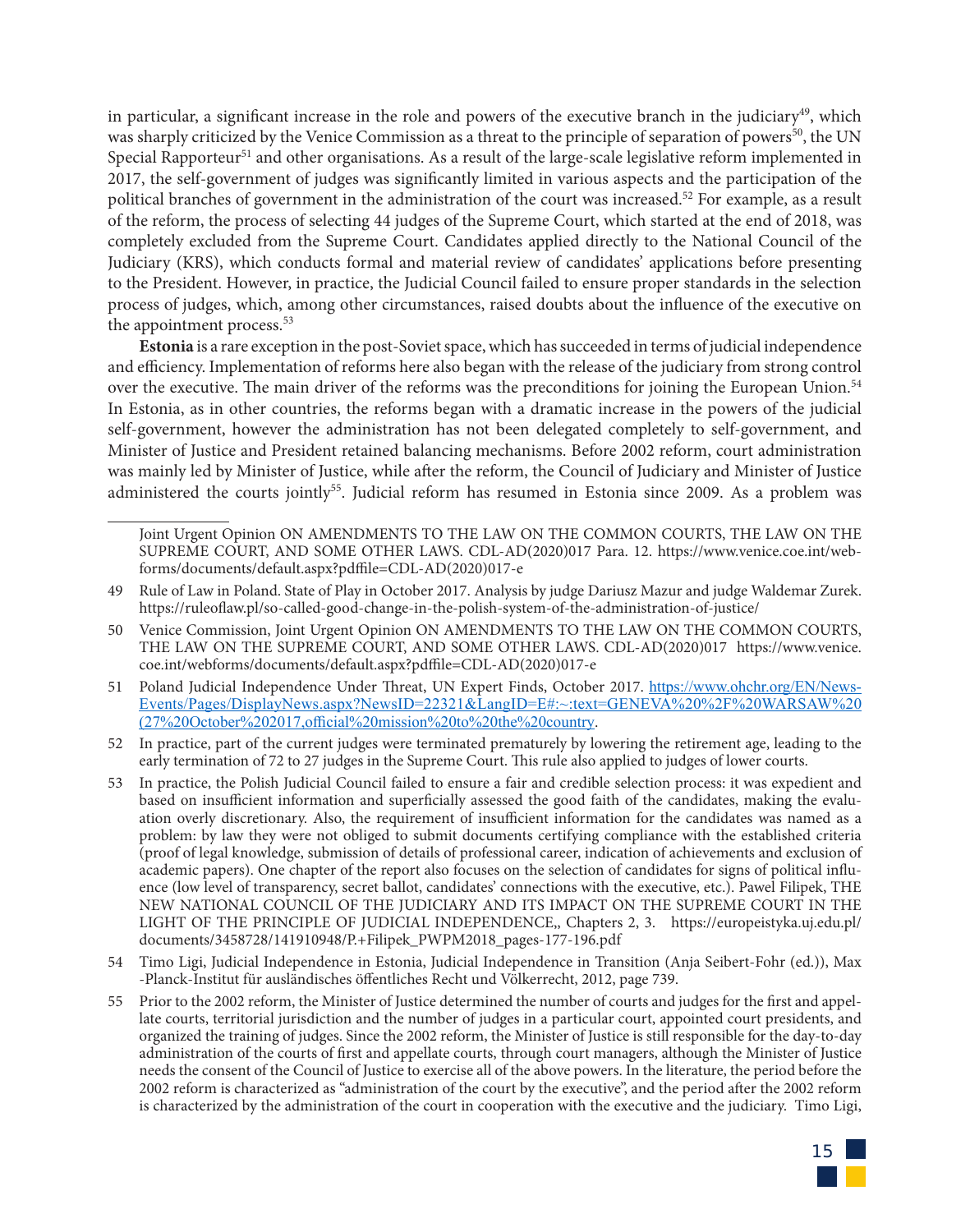in particular, a significant increase in the role and powers of the executive branch in the judiciary[49], which was sharply criticized by the Venice Commission as a threat to the principle of separation of powers[50], the UN Special Rapporteur[51] and other organisations. As a result of the large-scale legislative reform implemented in 2017, the self-government of judges was significantly limited in various aspects and the participation of the political branches of government in the administration of the court was increased.[52] For example, as a result of the reform, the process of selecting 44 judges of the Supreme Court, which started at the end of 2018, was completely excluded from the Supreme Court. Candidates applied directly to the National Council of the Judiciary (KRS), which conducts formal and material review of candidates' applications before presenting to the President. However, in practice, the Judicial Council failed to ensure proper standards in the selection process of judges, which, among other circumstances, raised doubts about the influence of the executive on the appointment process.[53]

**Estonia** is a rare exception in the post-Soviet space, which has succeeded in terms of judicial independence and efficiency. Implementation of reforms here also began with the release of the judiciary from strong control over the executive. The main driver of the reforms was the preconditions for joining the European Union.[54] In Estonia, as in other countries, the reforms began with a dramatic increase in the powers of the judicial self-government, however the administration has not been delegated completely to self-government, and Minister of Justice and President retained balancing mechanisms. Before 2002 reform, court administration was mainly led by Minister of Justice, while after the reform, the Council of Judiciary and Minister of Justice administered the courts jointly[55]. Judicial reform has resumed in Estonia since 2009. As a problem was

---

Joint Urgent Opinion ON AMENDMENTS TO THE LAW ON THE COMMON COURTS, THE LAW ON THE SUPREME COURT, AND SOME OTHER LAWS. CDL-AD(2020)017 Para. 12. https://www.venice.coe.int/webforms/documents/default.aspx?pdffile=CDL-AD(2020)017-e

49 Rule of Law in Poland. State of Play in October 2017. Analysis by judge Dariusz Mazur and judge Waldemar Zurek. https://ruleoflaw.pl/so-called-good-change-in-the-polish-system-of-the-administration-of-justice/

50 Venice Commission, Joint Urgent Opinion ON AMENDMENTS TO THE LAW ON THE COMMON COURTS, THE LAW ON THE SUPREME COURT, AND SOME OTHER LAWS. CDL-AD(2020)017 https://www.venice.coe.int/webforms/documents/default.aspx?pdffile=CDL-AD(2020)017-e

51 Poland Judicial Independence Under Threat, UN Expert Finds, October 2017. https://www.ohchr.org/EN/NewsEvents/Pages/DisplayNews.aspx?NewsID=22321&LangID=E#:~:text=GENEVA%20%2F%20WARSAW%20(27%20October%202017,official%20mission%20to%20the%20country.

52 In practice, part of the current judges were terminated prematurely by lowering the retirement age, leading to the early termination of 72 to 27 judges in the Supreme Court. This rule also applied to judges of lower courts.

53 In practice, the Polish Judicial Council failed to ensure a fair and credible selection process: it was expedient and based on insufficient information and superficially assessed the good faith of the candidates, making the evaluation overly discretionary. Also, the requirement of insufficient information for the candidates was named as a problem: by law they were not obliged to submit documents certifying compliance with the established criteria (proof of legal knowledge, submission of details of professional career, indication of achievements and exclusion of academic papers). One chapter of the report also focuses on the selection of candidates for signs of political influence (low level of transparency, secret ballot, candidates' connections with the executive, etc.). Pawel Filipek, THE NEW NATIONAL COUNCIL OF THE JUDICIARY AND ITS IMPACT ON THE SUPREME COURT IN THE LIGHT OF THE PRINCIPLE OF JUDICIAL INDEPENDENCE,, Chapters 2, 3. https://europeistyka.uj.edu.pl/documents/3458728/141910948/P.+Filipek_PWPM2018_pages-177-196.pdf

54 Timo Ligi, Judicial Independence in Estonia, Judicial Independence in Transition (Anja Seibert-Fohr (ed.)), Max -Planck-Institut für ausländisches öffentliches Recht und Völkerrecht, 2012, page 739.

55 Prior to the 2002 reform, the Minister of Justice determined the number of courts and judges for the first and appellate courts, territorial jurisdiction and the number of judges in a particular court, appointed court presidents, and organized the training of judges. Since the 2002 reform, the Minister of Justice is still responsible for the day-to-day administration of the courts of first and appellate courts, through court managers, although the Minister of Justice needs the consent of the Council of Justice to exercise all of the above powers. In the literature, the period before the 2002 reform is characterized as "administration of the court by the executive", and the period after the 2002 reform is characterized by the administration of the court in cooperation with the executive and the judiciary. Timo Ligi,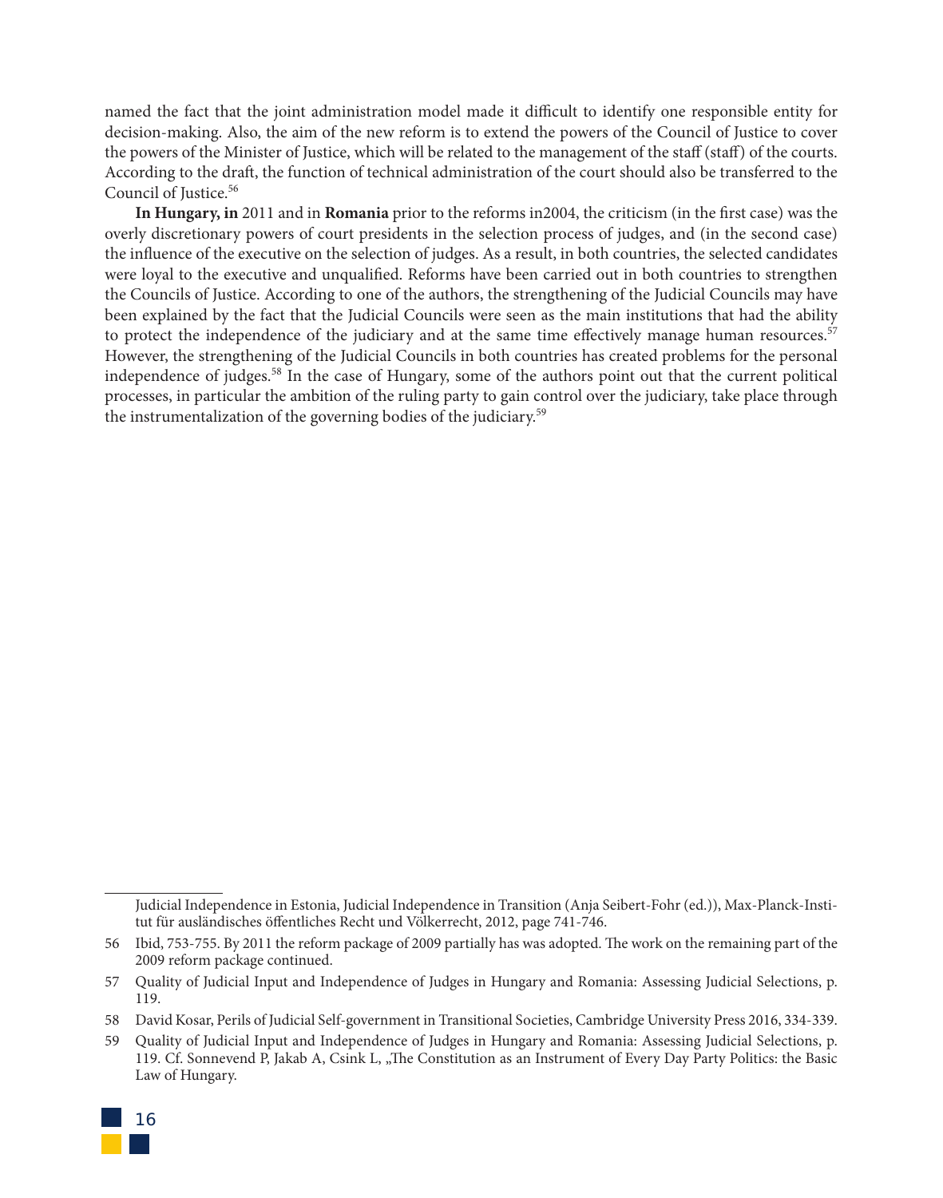named the fact that the joint administration model made it difficult to identify one responsible entity for decision-making. Also, the aim of the new reform is to extend the powers of the Council of Justice to cover the powers of the Minister of Justice, which will be related to the management of the staff (staff) of the courts. According to the draft, the function of technical administration of the court should also be transferred to the Council of Justice.[56]

**In Hungary, in** 2011 and in **Romania** prior to the reforms in2004, the criticism (in the first case) was the overly discretionary powers of court presidents in the selection process of judges, and (in the second case) the influence of the executive on the selection of judges. As a result, in both countries, the selected candidates were loyal to the executive and unqualified. Reforms have been carried out in both countries to strengthen the Councils of Justice. According to one of the authors, the strengthening of the Judicial Councils may have been explained by the fact that the Judicial Councils were seen as the main institutions that had the ability to protect the independence of the judiciary and at the same time effectively manage human resources.[57] However, the strengthening of the Judicial Councils in both countries has created problems for the personal independence of judges.[58] In the case of Hungary, some of the authors point out that the current political processes, in particular the ambition of the ruling party to gain control over the judiciary, take place through the instrumentalization of the governing bodies of the judiciary.[59]

---

Judicial Independence in Estonia, Judicial Independence in Transition (Anja Seibert-Fohr (ed.)), Max-Planck-Institut für ausländisches öffentliches Recht und Völkerrecht, 2012, page 741-746.

56 Ibid, 753-755. By 2011 the reform package of 2009 partially has was adopted. The work on the remaining part of the 2009 reform package continued.

57 Quality of Judicial Input and Independence of Judges in Hungary and Romania: Assessing Judicial Selections, p. 119.

58 David Kosar, Perils of Judicial Self-government in Transitional Societies, Cambridge University Press 2016, 334-339.

59 Quality of Judicial Input and Independence of Judges in Hungary and Romania: Assessing Judicial Selections, p. 119. Cf. Sonnevend P, Jakab A, Csink L, „The Constitution as an Instrument of Every Day Party Politics: the Basic Law of Hungary.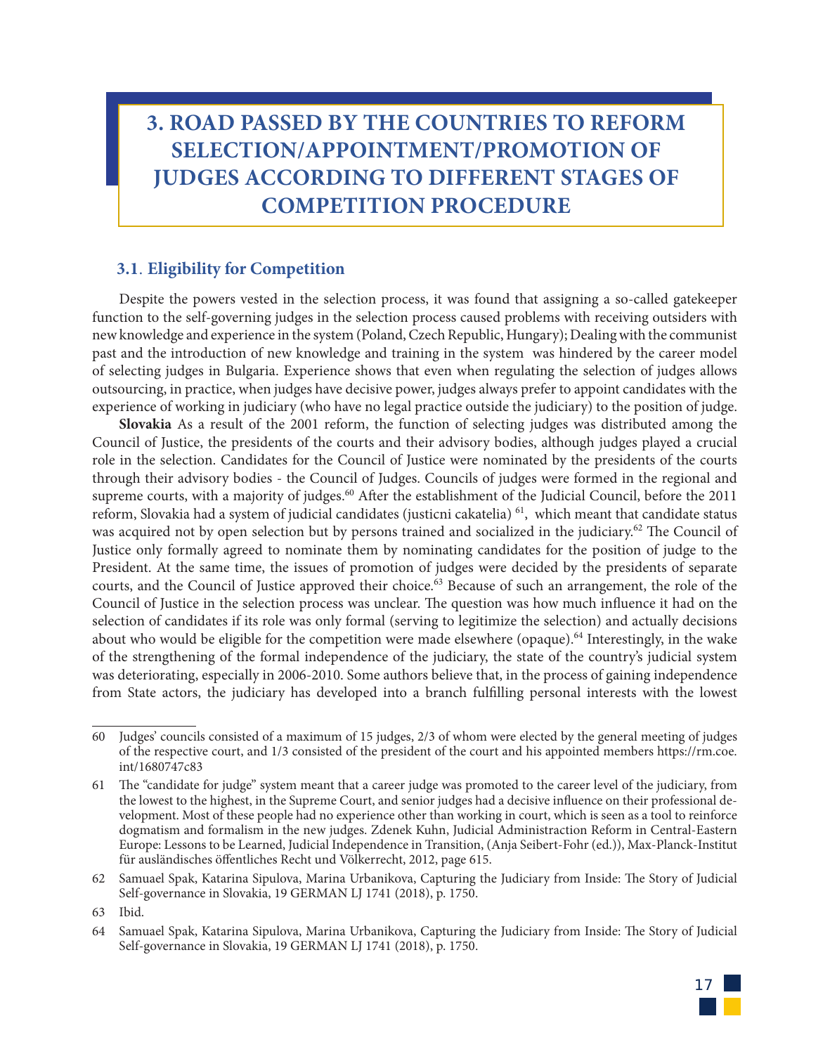# 3. ROAD PASSED BY THE COUNTRIES TO REFORM SELECTION/APPOINTMENT/PROMOTION OF JUDGES ACCORDING TO DIFFERENT STAGES OF COMPETITION PROCEDURE

## 3.1. Eligibility for Competition

Despite the powers vested in the selection process, it was found that assigning a so-called gatekeeper function to the self-governing judges in the selection process caused problems with receiving outsiders with new knowledge and experience in the system (Poland, Czech Republic, Hungary); Dealing with the communist past and the introduction of new knowledge and training in the system was hindered by the career model of selecting judges in Bulgaria. Experience shows that even when regulating the selection of judges allows outsourcing, in practice, when judges have decisive power, judges always prefer to appoint candidates with the experience of working in judiciary (who have no legal practice outside the judiciary) to the position of judge.

**Slovakia** As a result of the 2001 reform, the function of selecting judges was distributed among the Council of Justice, the presidents of the courts and their advisory bodies, although judges played a crucial role in the selection. Candidates for the Council of Justice were nominated by the presidents of the courts through their advisory bodies - the Council of Judges. Councils of judges were formed in the regional and supreme courts, with a majority of judges.[60] After the establishment of the Judicial Council, before the 2011 reform, Slovakia had a system of judicial candidates (justicni cakatelia) [61], which meant that candidate status was acquired not by open selection but by persons trained and socialized in the judiciary.[62] The Council of Justice only formally agreed to nominate them by nominating candidates for the position of judge to the President. At the same time, the issues of promotion of judges were decided by the presidents of separate courts, and the Council of Justice approved their choice.[63] Because of such an arrangement, the role of the Council of Justice in the selection process was unclear. The question was how much influence it had on the selection of candidates if its role was only formal (serving to legitimize the selection) and actually decisions about who would be eligible for the competition were made elsewhere (opaque).[64] Interestingly, in the wake of the strengthening of the formal independence of the judiciary, the state of the country's judicial system was deteriorating, especially in 2006-2010. Some authors believe that, in the process of gaining independence from State actors, the judiciary has developed into a branch fulfilling personal interests with the lowest

---

60 Judges' councils consisted of a maximum of 15 judges, 2/3 of whom were elected by the general meeting of judges of the respective court, and 1/3 consisted of the president of the court and his appointed members https://rm.coe.int/1680747c83

61 The "candidate for judge" system meant that a career judge was promoted to the career level of the judiciary, from the lowest to the highest, in the Supreme Court, and senior judges had a decisive influence on their professional development. Most of these people had no experience other than working in court, which is seen as a tool to reinforce dogmatism and formalism in the new judges. Zdenek Kuhn, Judicial Administraction Reform in Central-Eastern Europe: Lessons to be Learned, Judicial Independence in Transition, (Anja Seibert-Fohr (ed.)), Max-Planck-Institut für ausländisches öffentliches Recht und Völkerrecht, 2012, page 615.

62 Samuael Spak, Katarina Sipulova, Marina Urbanikova, Capturing the Judiciary from Inside: The Story of Judicial Self-governance in Slovakia, 19 GERMAN LJ 1741 (2018), p. 1750.

63 Ibid.

64 Samuael Spak, Katarina Sipulova, Marina Urbanikova, Capturing the Judiciary from Inside: The Story of Judicial Self-governance in Slovakia, 19 GERMAN LJ 1741 (2018), p. 1750.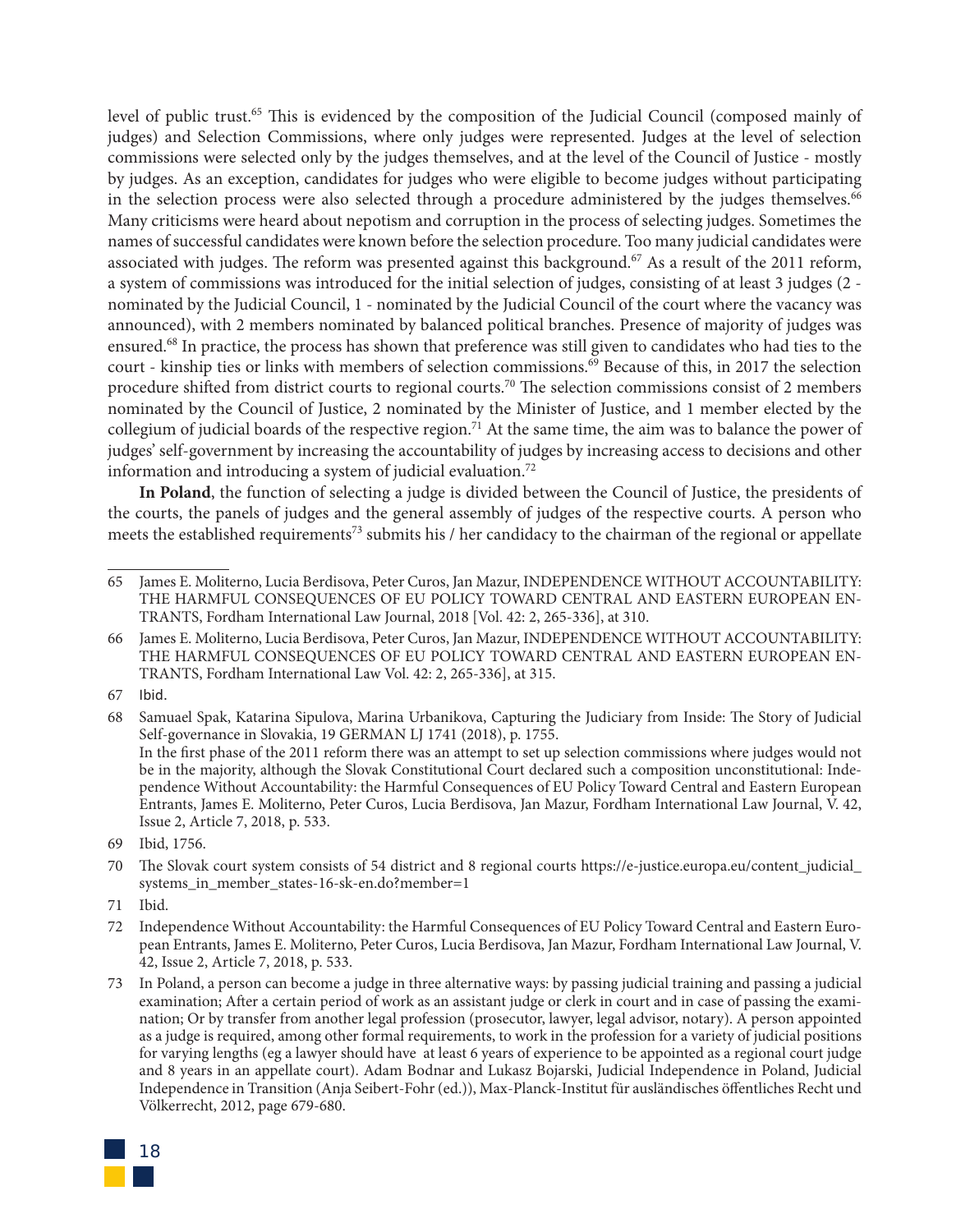level of public trust.[65] This is evidenced by the composition of the Judicial Council (composed mainly of judges) and Selection Commissions, where only judges were represented. Judges at the level of selection commissions were selected only by the judges themselves, and at the level of the Council of Justice - mostly by judges. As an exception, candidates for judges who were eligible to become judges without participating in the selection process were also selected through a procedure administered by the judges themselves.[66] Many criticisms were heard about nepotism and corruption in the process of selecting judges. Sometimes the names of successful candidates were known before the selection procedure. Too many judicial candidates were associated with judges. The reform was presented against this background.[67] As a result of the 2011 reform, a system of commissions was introduced for the initial selection of judges, consisting of at least 3 judges (2 - nominated by the Judicial Council, 1 - nominated by the Judicial Council of the court where the vacancy was announced), with 2 members nominated by balanced political branches. Presence of majority of judges was ensured.[68] In practice, the process has shown that preference was still given to candidates who had ties to the court - kinship ties or links with members of selection commissions.[69] Because of this, in 2017 the selection procedure shifted from district courts to regional courts.[70] The selection commissions consist of 2 members nominated by the Council of Justice, 2 nominated by the Minister of Justice, and 1 member elected by the collegium of judicial boards of the respective region.[71] At the same time, the aim was to balance the power of judges' self-government by increasing the accountability of judges by increasing access to decisions and other information and introducing a system of judicial evaluation.[72]

**In Poland**, the function of selecting a judge is divided between the Council of Justice, the presidents of the courts, the panels of judges and the general assembly of judges of the respective courts. A person who meets the established requirements[73] submits his / her candidacy to the chairman of the regional or appellate

---

65 James E. Moliterno, Lucia Berdisova, Peter Curos, Jan Mazur, INDEPENDENCE WITHOUT ACCOUNTABILITY: THE HARMFUL CONSEQUENCES OF EU POLICY TOWARD CENTRAL AND EASTERN EUROPEAN ENTRANTS, Fordham International Law Journal, 2018 [Vol. 42: 2, 265-336], at 310.

66 James E. Moliterno, Lucia Berdisova, Peter Curos, Jan Mazur, INDEPENDENCE WITHOUT ACCOUNTABILITY: THE HARMFUL CONSEQUENCES OF EU POLICY TOWARD CENTRAL AND EASTERN EUROPEAN ENTRANTS, Fordham International Law Vol. 42: 2, 265-336], at 315.

67 Ibid.

68 Samuael Spak, Katarina Sipulova, Marina Urbanikova, Capturing the Judiciary from Inside: The Story of Judicial Self-governance in Slovakia, 19 GERMAN LJ 1741 (2018), p. 1755.
In the first phase of the 2011 reform there was an attempt to set up selection commissions where judges would not be in the majority, although the Slovak Constitutional Court declared such a composition unconstitutional: Independence Without Accountability: the Harmful Consequences of EU Policy Toward Central and Eastern European Entrants, James E. Moliterno, Peter Curos, Lucia Berdisova, Jan Mazur, Fordham International Law Journal, V. 42, Issue 2, Article 7, 2018, p. 533.

69 Ibid, 1756.

70 The Slovak court system consists of 54 district and 8 regional courts https://e-justice.europa.eu/content_judicial_systems_in_member_states-16-sk-en.do?member=1

71 Ibid.

72 Independence Without Accountability: the Harmful Consequences of EU Policy Toward Central and Eastern European Entrants, James E. Moliterno, Peter Curos, Lucia Berdisova, Jan Mazur, Fordham International Law Journal, V. 42, Issue 2, Article 7, 2018, p. 533.

73 In Poland, a person can become a judge in three alternative ways: by passing judicial training and passing a judicial examination; After a certain period of work as an assistant judge or clerk in court and in case of passing the examination; Or by transfer from another legal profession (prosecutor, lawyer, legal advisor, notary). A person appointed as a judge is required, among other formal requirements, to work in the profession for a variety of judicial positions for varying lengths (eg a lawyer should have at least 6 years of experience to be appointed as a regional court judge and 8 years in an appellate court). Adam Bodnar and Lukasz Bojarski, Judicial Independence in Poland, Judicial Independence in Transition (Anja Seibert-Fohr (ed.)), Max-Planck-Institut für ausländisches öffentliches Recht und Völkerrecht, 2012, page 679-680.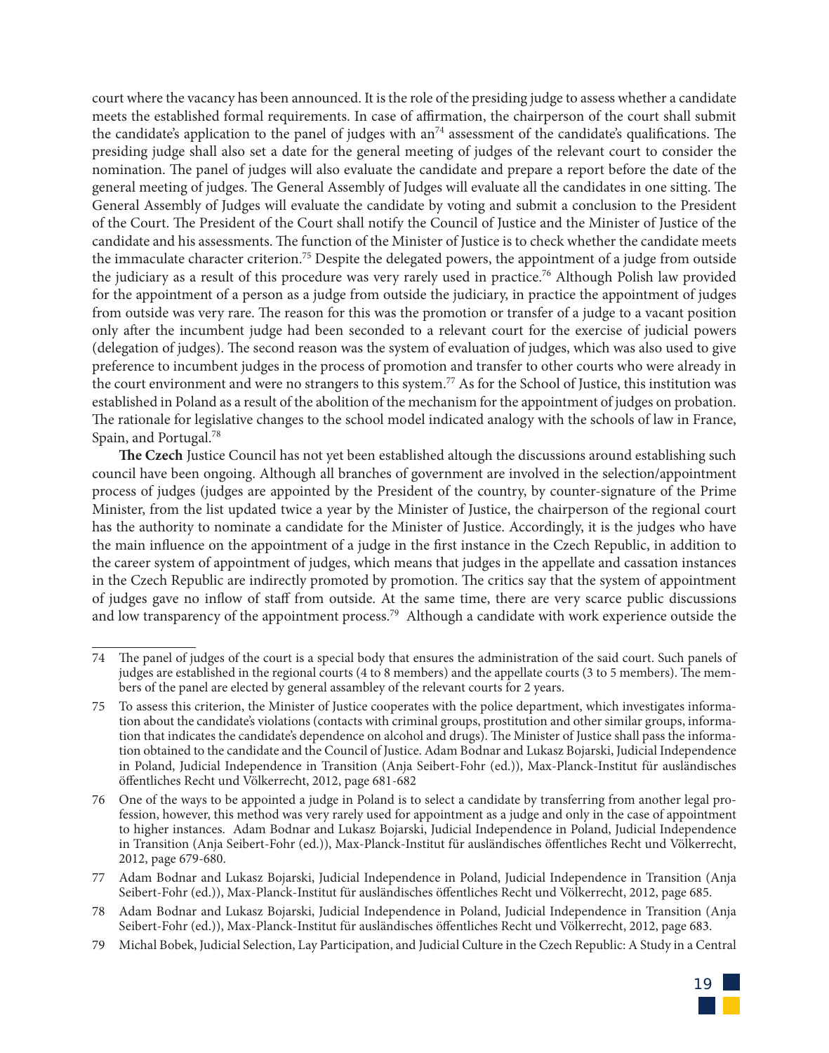court where the vacancy has been announced. It is the role of the presiding judge to assess whether a candidate meets the established formal requirements. In case of affirmation, the chairperson of the court shall submit the candidate's application to the panel of judges with an[74] assessment of the candidate's qualifications. The presiding judge shall also set a date for the general meeting of judges of the relevant court to consider the nomination. The panel of judges will also evaluate the candidate and prepare a report before the date of the general meeting of judges. The General Assembly of Judges will evaluate all the candidates in one sitting. The General Assembly of Judges will evaluate the candidate by voting and submit a conclusion to the President of the Court. The President of the Court shall notify the Council of Justice and the Minister of Justice of the candidate and his assessments. The function of the Minister of Justice is to check whether the candidate meets the immaculate character criterion.[75] Despite the delegated powers, the appointment of a judge from outside the judiciary as a result of this procedure was very rarely used in practice.[76] Although Polish law provided for the appointment of a person as a judge from outside the judiciary, in practice the appointment of judges from outside was very rare. The reason for this was the promotion or transfer of a judge to a vacant position only after the incumbent judge had been seconded to a relevant court for the exercise of judicial powers (delegation of judges). The second reason was the system of evaluation of judges, which was also used to give preference to incumbent judges in the process of promotion and transfer to other courts who were already in the court environment and were no strangers to this system.[77] As for the School of Justice, this institution was established in Poland as a result of the abolition of the mechanism for the appointment of judges on probation. The rationale for legislative changes to the school model indicated analogy with the schools of law in France, Spain, and Portugal.[78]

**The Czech** Justice Council has not yet been established altough the discussions around establishing such council have been ongoing. Although all branches of government are involved in the selection/appointment process of judges (judges are appointed by the President of the country, by counter-signature of the Prime Minister, from the list updated twice a year by the Minister of Justice, the chairperson of the regional court has the authority to nominate a candidate for the Minister of Justice. Accordingly, it is the judges who have the main influence on the appointment of a judge in the first instance in the Czech Republic, in addition to the career system of appointment of judges, which means that judges in the appellate and cassation instances in the Czech Republic are indirectly promoted by promotion. The critics say that the system of appointment of judges gave no inflow of staff from outside. At the same time, there are very scarce public discussions and low transparency of the appointment process.[79] Although a candidate with work experience outside the

---

74 The panel of judges of the court is a special body that ensures the administration of the said court. Such panels of judges are established in the regional courts (4 to 8 members) and the appellate courts (3 to 5 members). The members of the panel are elected by general assambley of the relevant courts for 2 years.

75 To assess this criterion, the Minister of Justice cooperates with the police department, which investigates information about the candidate's violations (contacts with criminal groups, prostitution and other similar groups, information that indicates the candidate's dependence on alcohol and drugs). The Minister of Justice shall pass the information obtained to the candidate and the Council of Justice. Adam Bodnar and Lukasz Bojarski, Judicial Independence in Poland, Judicial Independence in Transition (Anja Seibert-Fohr (ed.)), Max-Planck-Institut für ausländisches öffentliches Recht und Völkerrecht, 2012, page 681-682

76 One of the ways to be appointed a judge in Poland is to select a candidate by transferring from another legal profession, however, this method was very rarely used for appointment as a judge and only in the case of appointment to higher instances. Adam Bodnar and Lukasz Bojarski, Judicial Independence in Poland, Judicial Independence in Transition (Anja Seibert-Fohr (ed.)), Max-Planck-Institut für ausländisches öffentliches Recht und Völkerrecht, 2012, page 679-680.

77 Adam Bodnar and Lukasz Bojarski, Judicial Independence in Poland, Judicial Independence in Transition (Anja Seibert-Fohr (ed.)), Max-Planck-Institut für ausländisches öffentliches Recht und Völkerrecht, 2012, page 685.

78 Adam Bodnar and Lukasz Bojarski, Judicial Independence in Poland, Judicial Independence in Transition (Anja Seibert-Fohr (ed.)), Max-Planck-Institut für ausländisches öffentliches Recht und Völkerrecht, 2012, page 683.

79 Michal Bobek, Judicial Selection, Lay Participation, and Judicial Culture in the Czech Republic: A Study in a Central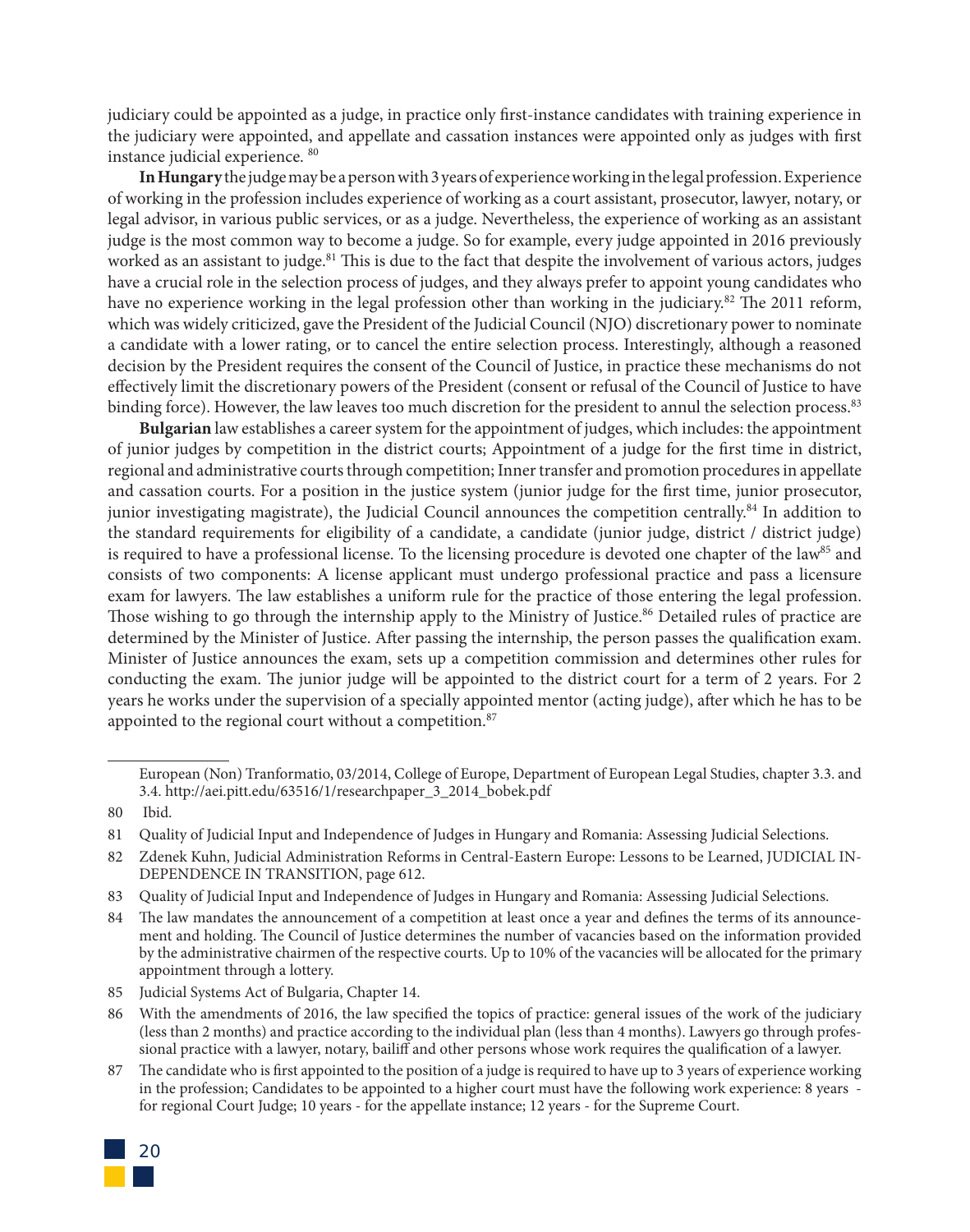judiciary could be appointed as a judge, in practice only first-instance candidates with training experience in the judiciary were appointed, and appellate and cassation instances were appointed only as judges with first instance judicial experience. [80]

**In Hungary** the judge may be a person with 3 years of experience working in the legal profession. Experience of working in the profession includes experience of working as a court assistant, prosecutor, lawyer, notary, or legal advisor, in various public services, or as a judge. Nevertheless, the experience of working as an assistant judge is the most common way to become a judge. So for example, every judge appointed in 2016 previously worked as an assistant to judge.[81] This is due to the fact that despite the involvement of various actors, judges have a crucial role in the selection process of judges, and they always prefer to appoint young candidates who have no experience working in the legal profession other than working in the judiciary.[82] The 2011 reform, which was widely criticized, gave the President of the Judicial Council (NJO) discretionary power to nominate a candidate with a lower rating, or to cancel the entire selection process. Interestingly, although a reasoned decision by the President requires the consent of the Council of Justice, in practice these mechanisms do not effectively limit the discretionary powers of the President (consent or refusal of the Council of Justice to have binding force). However, the law leaves too much discretion for the president to annul the selection process.[83]

**Bulgarian** law establishes a career system for the appointment of judges, which includes: the appointment of junior judges by competition in the district courts; Appointment of a judge for the first time in district, regional and administrative courts through competition; Inner transfer and promotion procedures in appellate and cassation courts. For a position in the justice system (junior judge for the first time, junior prosecutor, junior investigating magistrate), the Judicial Council announces the competition centrally.[84] In addition to the standard requirements for eligibility of a candidate, a candidate (junior judge, district / district judge) is required to have a professional license. To the licensing procedure is devoted one chapter of the law[85] and consists of two components: A license applicant must undergo professional practice and pass a licensure exam for lawyers. The law establishes a uniform rule for the practice of those entering the legal profession. Those wishing to go through the internship apply to the Ministry of Justice.[86] Detailed rules of practice are determined by the Minister of Justice. After passing the internship, the person passes the qualification exam. Minister of Justice announces the exam, sets up a competition commission and determines other rules for conducting the exam. The junior judge will be appointed to the district court for a term of 2 years. For 2 years he works under the supervision of a specially appointed mentor (acting judge), after which he has to be appointed to the regional court without a competition.[87]

---

European (Non) Tranformatio, 03/2014, College of Europe, Department of European Legal Studies, chapter 3.3. and 3.4. http://aei.pitt.edu/63516/1/researchpaper_3_2014_bobek.pdf

80 Ibid.

81 Quality of Judicial Input and Independence of Judges in Hungary and Romania: Assessing Judicial Selections.

82 Zdenek Kuhn, Judicial Administration Reforms in Central-Eastern Europe: Lessons to be Learned, JUDICIAL INDEPENDENCE IN TRANSITION, page 612.

83 Quality of Judicial Input and Independence of Judges in Hungary and Romania: Assessing Judicial Selections.

84 The law mandates the announcement of a competition at least once a year and defines the terms of its announcement and holding. The Council of Justice determines the number of vacancies based on the information provided by the administrative chairmen of the respective courts. Up to 10% of the vacancies will be allocated for the primary appointment through a lottery.

85 Judicial Systems Act of Bulgaria, Chapter 14.

86 With the amendments of 2016, the law specified the topics of practice: general issues of the work of the judiciary (less than 2 months) and practice according to the individual plan (less than 4 months). Lawyers go through professional practice with a lawyer, notary, bailiff and other persons whose work requires the qualification of a lawyer.

87 The candidate who is first appointed to the position of a judge is required to have up to 3 years of experience working in the profession; Candidates to be appointed to a higher court must have the following work experience: 8 years - for regional Court Judge; 10 years - for the appellate instance; 12 years - for the Supreme Court.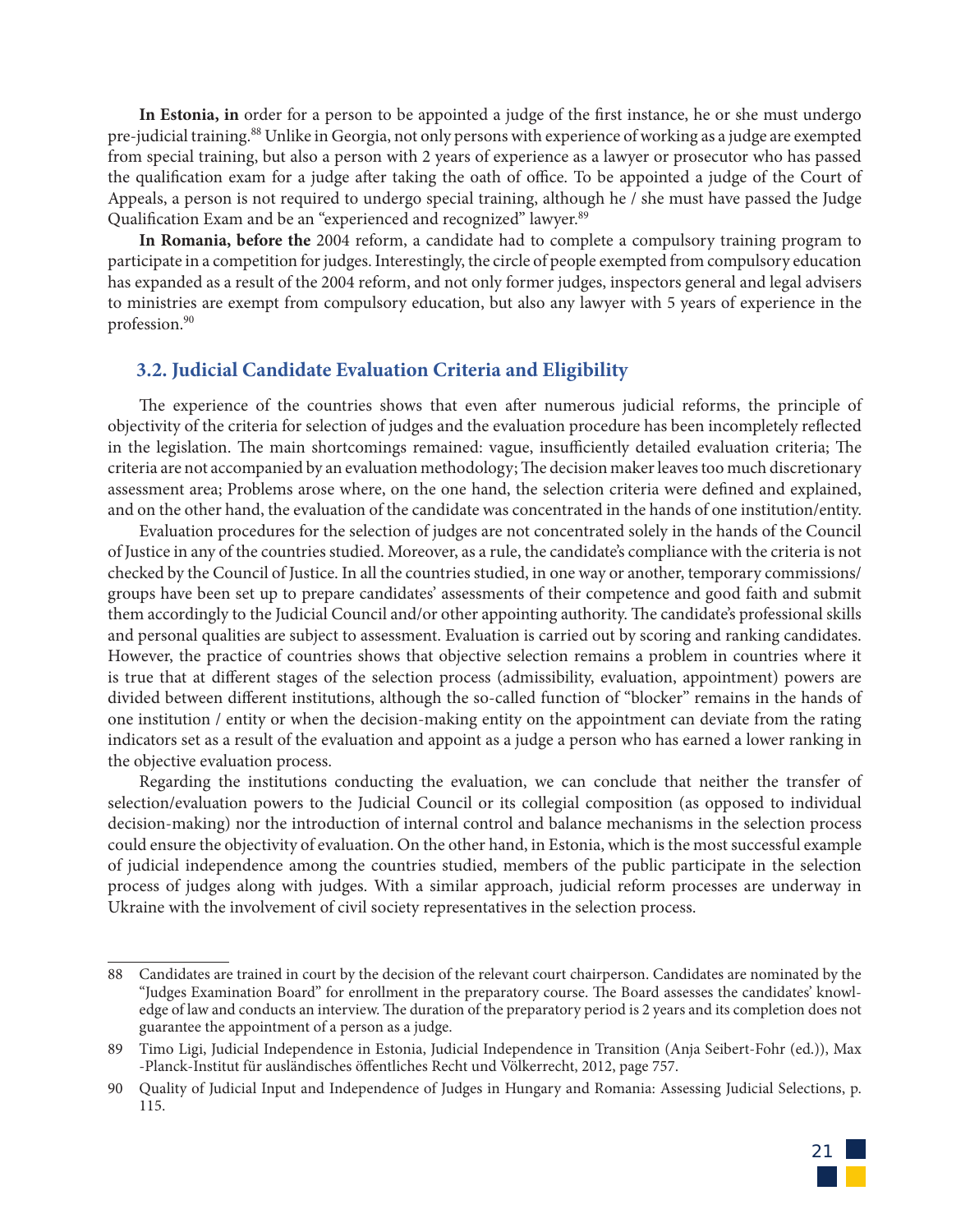**In Estonia, in** order for a person to be appointed a judge of the first instance, he or she must undergo pre-judicial training.[88] Unlike in Georgia, not only persons with experience of working as a judge are exempted from special training, but also a person with 2 years of experience as a lawyer or prosecutor who has passed the qualification exam for a judge after taking the oath of office. To be appointed a judge of the Court of Appeals, a person is not required to undergo special training, although he / she must have passed the Judge Qualification Exam and be an "experienced and recognized" lawyer.[89]

**In Romania, before the** 2004 reform, a candidate had to complete a compulsory training program to participate in a competition for judges. Interestingly, the circle of people exempted from compulsory education has expanded as a result of the 2004 reform, and not only former judges, inspectors general and legal advisers to ministries are exempt from compulsory education, but also any lawyer with 5 years of experience in the profession.[90]

## 3.2. Judicial Candidate Evaluation Criteria and Eligibility

The experience of the countries shows that even after numerous judicial reforms, the principle of objectivity of the criteria for selection of judges and the evaluation procedure has been incompletely reflected in the legislation. The main shortcomings remained: vague, insufficiently detailed evaluation criteria; The criteria are not accompanied by an evaluation methodology; The decision maker leaves too much discretionary assessment area; Problems arose where, on the one hand, the selection criteria were defined and explained, and on the other hand, the evaluation of the candidate was concentrated in the hands of one institution/entity.

Evaluation procedures for the selection of judges are not concentrated solely in the hands of the Council of Justice in any of the countries studied. Moreover, as a rule, the candidate's compliance with the criteria is not checked by the Council of Justice. In all the countries studied, in one way or another, temporary commissions/groups have been set up to prepare candidates' assessments of their competence and good faith and submit them accordingly to the Judicial Council and/or other appointing authority. The candidate's professional skills and personal qualities are subject to assessment. Evaluation is carried out by scoring and ranking candidates. However, the practice of countries shows that objective selection remains a problem in countries where it is true that at different stages of the selection process (admissibility, evaluation, appointment) powers are divided between different institutions, although the so-called function of "blocker" remains in the hands of one institution / entity or when the decision-making entity on the appointment can deviate from the rating indicators set as a result of the evaluation and appoint as a judge a person who has earned a lower ranking in the objective evaluation process.

Regarding the institutions conducting the evaluation, we can conclude that neither the transfer of selection/evaluation powers to the Judicial Council or its collegial composition (as opposed to individual decision-making) nor the introduction of internal control and balance mechanisms in the selection process could ensure the objectivity of evaluation. On the other hand, in Estonia, which is the most successful example of judicial independence among the countries studied, members of the public participate in the selection process of judges along with judges. With a similar approach, judicial reform processes are underway in Ukraine with the involvement of civil society representatives in the selection process.

---

88 Candidates are trained in court by the decision of the relevant court chairperson. Candidates are nominated by the "Judges Examination Board" for enrollment in the preparatory course. The Board assesses the candidates' knowledge of law and conducts an interview. The duration of the preparatory period is 2 years and its completion does not guarantee the appointment of a person as a judge.

89 Timo Ligi, Judicial Independence in Estonia, Judicial Independence in Transition (Anja Seibert-Fohr (ed.)), Max -Planck-Institut für ausländisches öffentliches Recht und Völkerrecht, 2012, page 757.

90 Quality of Judicial Input and Independence of Judges in Hungary and Romania: Assessing Judicial Selections, p. 115.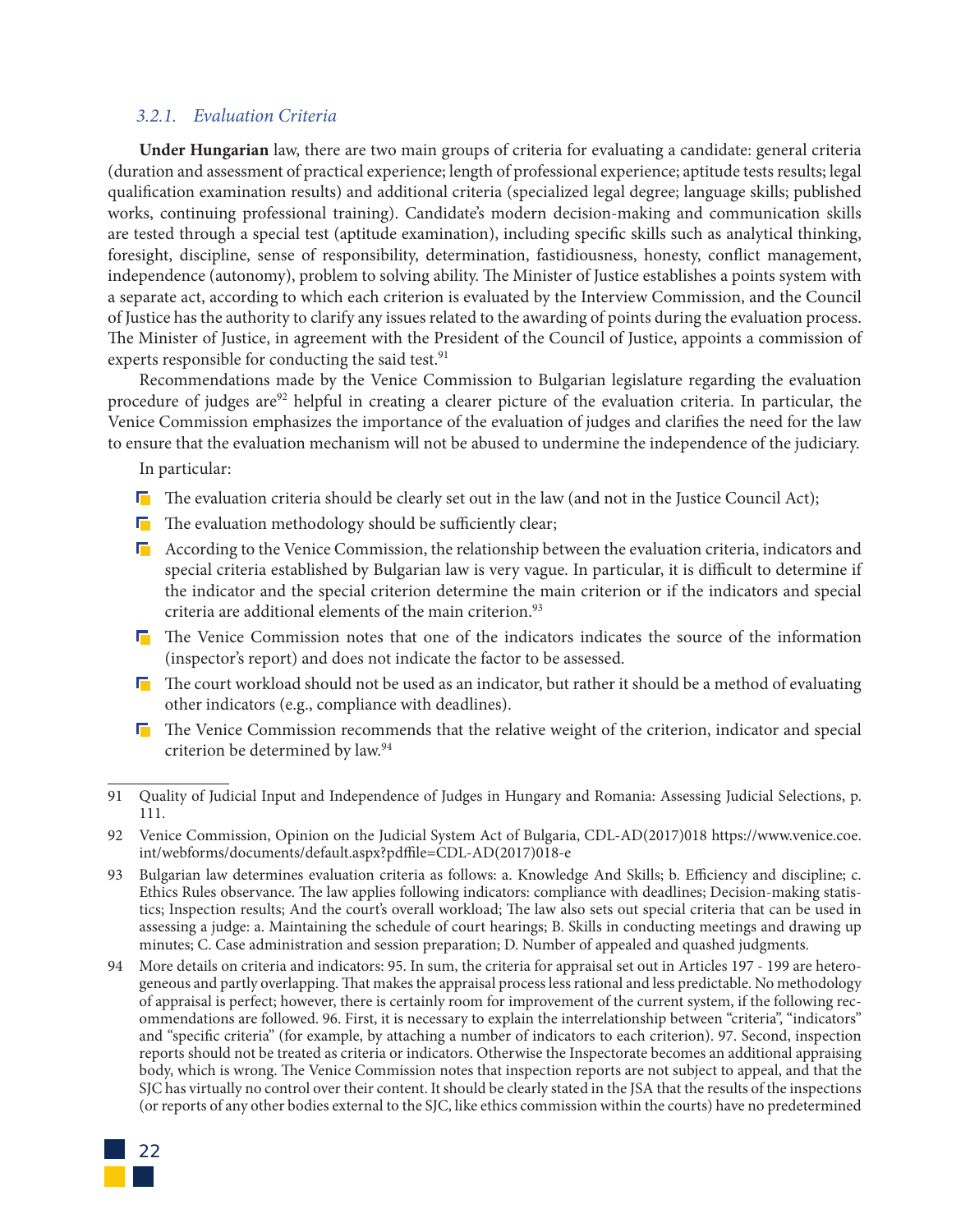### 3.2.1. Evaluation Criteria

**Under Hungarian** law, there are two main groups of criteria for evaluating a candidate: general criteria (duration and assessment of practical experience; length of professional experience; aptitude tests results; legal qualification examination results) and additional criteria (specialized legal degree; language skills; published works, continuing professional training). Candidate's modern decision-making and communication skills are tested through a special test (aptitude examination), including specific skills such as analytical thinking, foresight, discipline, sense of responsibility, determination, fastidiousness, honesty, conflict management, independence (autonomy), problem to solving ability. The Minister of Justice establishes a points system with a separate act, according to which each criterion is evaluated by the Interview Commission, and the Council of Justice has the authority to clarify any issues related to the awarding of points during the evaluation process. The Minister of Justice, in agreement with the President of the Council of Justice, appoints a commission of experts responsible for conducting the said test.[91]

Recommendations made by the Venice Commission to Bulgarian legislature regarding the evaluation procedure of judges are[92] helpful in creating a clearer picture of the evaluation criteria. In particular, the Venice Commission emphasizes the importance of the evaluation of judges and clarifies the need for the law to ensure that the evaluation mechanism will not be abused to undermine the independence of the judiciary.

In particular:

- The evaluation criteria should be clearly set out in the law (and not in the Justice Council Act);
- The evaluation methodology should be sufficiently clear;
- According to the Venice Commission, the relationship between the evaluation criteria, indicators and special criteria established by Bulgarian law is very vague. In particular, it is difficult to determine if the indicator and the special criterion determine the main criterion or if the indicators and special criteria are additional elements of the main criterion.[93]
- The Venice Commission notes that one of the indicators indicates the source of the information (inspector's report) and does not indicate the factor to be assessed.
- The court workload should not be used as an indicator, but rather it should be a method of evaluating other indicators (e.g., compliance with deadlines).
- The Venice Commission recommends that the relative weight of the criterion, indicator and special criterion be determined by law.[94]

---

91 Quality of Judicial Input and Independence of Judges in Hungary and Romania: Assessing Judicial Selections, p. 111.

92 Venice Commission, Opinion on the Judicial System Act of Bulgaria, CDL-AD(2017)018 https://www.venice.coe.int/webforms/documents/default.aspx?pdffile=CDL-AD(2017)018-e

93 Bulgarian law determines evaluation criteria as follows: a. Knowledge And Skills; b. Efficiency and discipline; c. Ethics Rules observance. The law applies following indicators: compliance with deadlines; Decision-making statistics; Inspection results; And the court's overall workload; The law also sets out special criteria that can be used in assessing a judge: a. Maintaining the schedule of court hearings; B. Skills in conducting meetings and drawing up minutes; C. Case administration and session preparation; D. Number of appealed and quashed judgments.

94 More details on criteria and indicators: 95. In sum, the criteria for appraisal set out in Articles 197 - 199 are heterogeneous and partly overlapping. That makes the appraisal process less rational and less predictable. No methodology of appraisal is perfect; however, there is certainly room for improvement of the current system, if the following recommendations are followed. 96. First, it is necessary to explain the interrelationship between "criteria", "indicators" and "specific criteria" (for example, by attaching a number of indicators to each criterion). 97. Second, inspection reports should not be treated as criteria or indicators. Otherwise the Inspectorate becomes an additional appraising body, which is wrong. The Venice Commission notes that inspection reports are not subject to appeal, and that the SJC has virtually no control over their content. It should be clearly stated in the JSA that the results of the inspections (or reports of any other bodies external to the SJC, like ethics commission within the courts) have no predetermined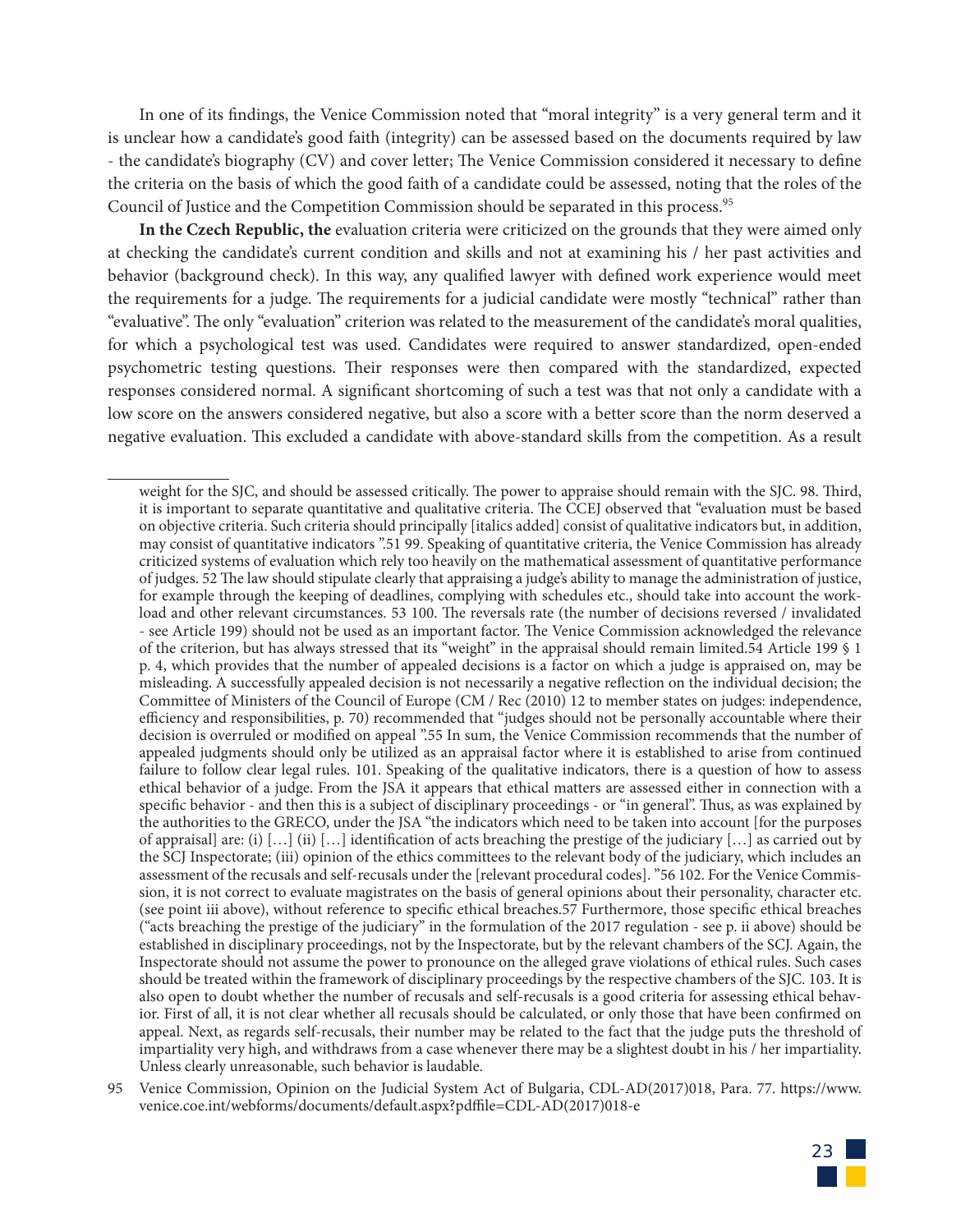In one of its findings, the Venice Commission noted that "moral integrity" is a very general term and it is unclear how a candidate's good faith (integrity) can be assessed based on the documents required by law - the candidate's biography (CV) and cover letter; The Venice Commission considered it necessary to define the criteria on the basis of which the good faith of a candidate could be assessed, noting that the roles of the Council of Justice and the Competition Commission should be separated in this process.[95]

**In the Czech Republic, the** evaluation criteria were criticized on the grounds that they were aimed only at checking the candidate's current condition and skills and not at examining his / her past activities and behavior (background check). In this way, any qualified lawyer with defined work experience would meet the requirements for a judge. The requirements for a judicial candidate were mostly "technical" rather than "evaluative". The only "evaluation" criterion was related to the measurement of the candidate's moral qualities, for which a psychological test was used. Candidates were required to answer standardized, open-ended psychometric testing questions. Their responses were then compared with the standardized, expected responses considered normal. A significant shortcoming of such a test was that not only a candidate with a low score on the answers considered negative, but also a score with a better score than the norm deserved a negative evaluation. This excluded a candidate with above-standard skills from the competition. As a result

---

weight for the SJC, and should be assessed critically. The power to appraise should remain with the SJC. 98. Third, it is important to separate quantitative and qualitative criteria. The CCEJ observed that "evaluation must be based on objective criteria. Such criteria should principally [italics added] consist of qualitative indicators but, in addition, may consist of quantitative indicators ".51 99. Speaking of quantitative criteria, the Venice Commission has already criticized systems of evaluation which rely too heavily on the mathematical assessment of quantitative performance of judges. 52 The law should stipulate clearly that appraising a judge's ability to manage the administration of justice, for example through the keeping of deadlines, complying with schedules etc., should take into account the workload and other relevant circumstances. 53 100. The reversals rate (the number of decisions reversed / invalidated - see Article 199) should not be used as an important factor. The Venice Commission acknowledged the relevance of the criterion, but has always stressed that its "weight" in the appraisal should remain limited.54 Article 199 § 1 p. 4, which provides that the number of appealed decisions is a factor on which a judge is appraised on, may be misleading. A successfully appealed decision is not necessarily a negative reflection on the individual decision; the Committee of Ministers of the Council of Europe (CM / Rec (2010) 12 to member states on judges: independence, efficiency and responsibilities, p. 70) recommended that "judges should not be personally accountable where their decision is overruled or modified on appeal ".55 In sum, the Venice Commission recommends that the number of appealed judgments should only be utilized as an appraisal factor where it is established to arise from continued failure to follow clear legal rules. 101. Speaking of the qualitative indicators, there is a question of how to assess ethical behavior of a judge. From the JSA it appears that ethical matters are assessed either in connection with a specific behavior - and then this is a subject of disciplinary proceedings - or "in general". Thus, as was explained by the authorities to the GRECO, under the JSA "the indicators which need to be taken into account [for the purposes of appraisal] are: (i) […] (ii) […] identification of acts breaching the prestige of the judiciary […] as carried out by the SCJ Inspectorate; (iii) opinion of the ethics committees to the relevant body of the judiciary, which includes an assessment of the recusals and self-recusals under the [relevant procedural codes]. "56 102. For the Venice Commission, it is not correct to evaluate magistrates on the basis of general opinions about their personality, character etc. (see point iii above), without reference to specific ethical breaches.57 Furthermore, those specific ethical breaches ("acts breaching the prestige of the judiciary" in the formulation of the 2017 regulation - see p. ii above) should be established in disciplinary proceedings, not by the Inspectorate, but by the relevant chambers of the SCJ. Again, the Inspectorate should not assume the power to pronounce on the alleged grave violations of ethical rules. Such cases should be treated within the framework of disciplinary proceedings by the respective chambers of the SJC. 103. It is also open to doubt whether the number of recusals and self-recusals is a good criteria for assessing ethical behavior. First of all, it is not clear whether all recusals should be calculated, or only those that have been confirmed on appeal. Next, as regards self-recusals, their number may be related to the fact that the judge puts the threshold of impartiality very high, and withdraws from a case whenever there may be a slightest doubt in his / her impartiality. Unless clearly unreasonable, such behavior is laudable.

95 Venice Commission, Opinion on the Judicial System Act of Bulgaria, CDL-AD(2017)018, Para. 77. https://www.venice.coe.int/webforms/documents/default.aspx?pdffile=CDL-AD(2017)018-e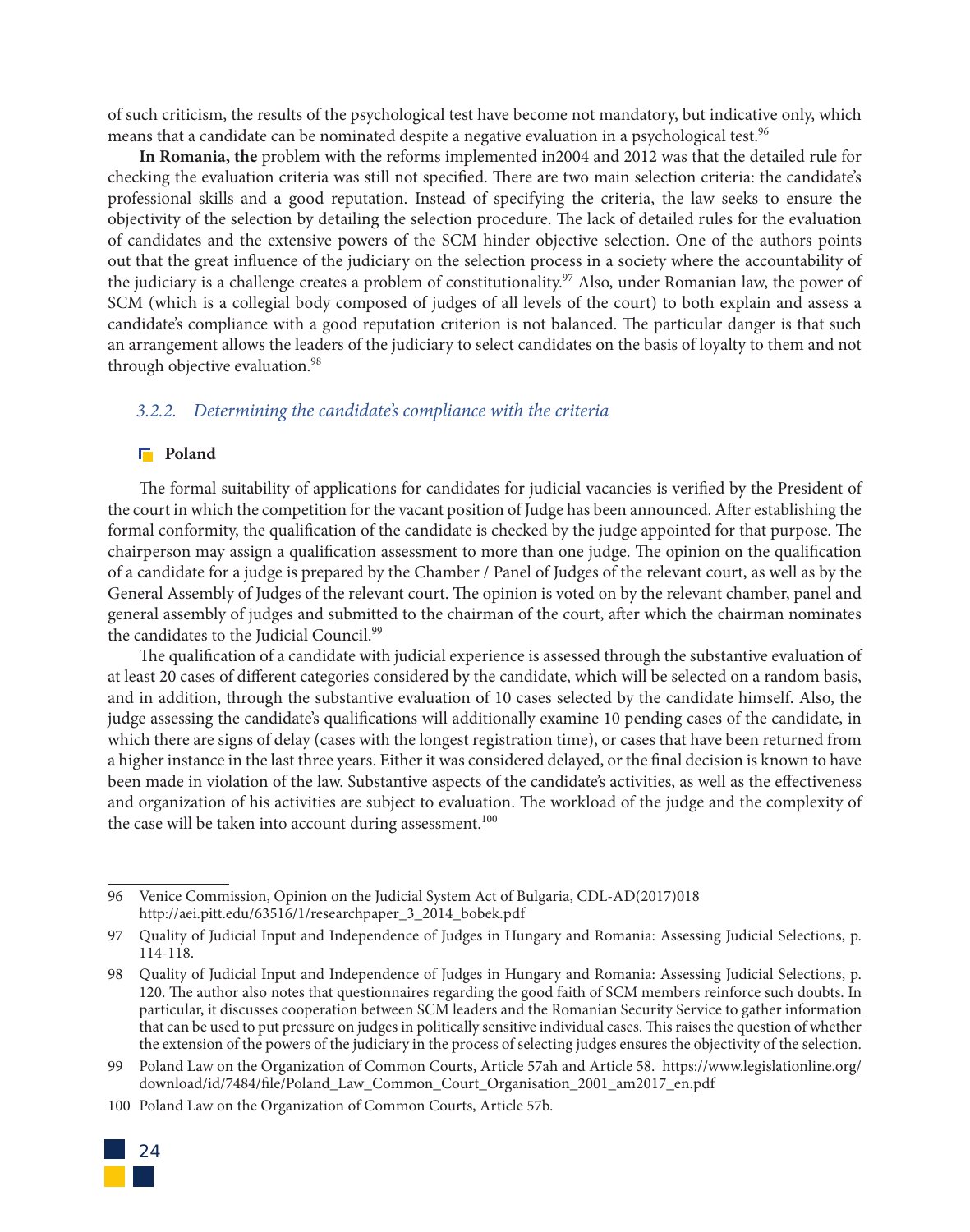of such criticism, the results of the psychological test have become not mandatory, but indicative only, which means that a candidate can be nominated despite a negative evaluation in a psychological test.[96]

**In Romania, the** problem with the reforms implemented in2004 and 2012 was that the detailed rule for checking the evaluation criteria was still not specified. There are two main selection criteria: the candidate's professional skills and a good reputation. Instead of specifying the criteria, the law seeks to ensure the objectivity of the selection by detailing the selection procedure. The lack of detailed rules for the evaluation of candidates and the extensive powers of the SCM hinder objective selection. One of the authors points out that the great influence of the judiciary on the selection process in a society where the accountability of the judiciary is a challenge creates a problem of constitutionality.[97] Also, under Romanian law, the power of SCM (which is a collegial body composed of judges of all levels of the court) to both explain and assess a candidate's compliance with a good reputation criterion is not balanced. The particular danger is that such an arrangement allows the leaders of the judiciary to select candidates on the basis of loyalty to them and not through objective evaluation.[98]

### *3.2.2. Determining the candidate's compliance with the criteria*

#### Poland

The formal suitability of applications for candidates for judicial vacancies is verified by the President of the court in which the competition for the vacant position of Judge has been announced. After establishing the formal conformity, the qualification of the candidate is checked by the judge appointed for that purpose. The chairperson may assign a qualification assessment to more than one judge. The opinion on the qualification of a candidate for a judge is prepared by the Chamber / Panel of Judges of the relevant court, as well as by the General Assembly of Judges of the relevant court. The opinion is voted on by the relevant chamber, panel and general assembly of judges and submitted to the chairman of the court, after which the chairman nominates the candidates to the Judicial Council.[99]

The qualification of a candidate with judicial experience is assessed through the substantive evaluation of at least 20 cases of different categories considered by the candidate, which will be selected on a random basis, and in addition, through the substantive evaluation of 10 cases selected by the candidate himself. Also, the judge assessing the candidate's qualifications will additionally examine 10 pending cases of the candidate, in which there are signs of delay (cases with the longest registration time), or cases that have been returned from a higher instance in the last three years. Either it was considered delayed, or the final decision is known to have been made in violation of the law. Substantive aspects of the candidate's activities, as well as the effectiveness and organization of his activities are subject to evaluation. The workload of the judge and the complexity of the case will be taken into account during assessment.[100]

---

96 Venice Commission, Opinion on the Judicial System Act of Bulgaria, CDL-AD(2017)018 http://aei.pitt.edu/63516/1/researchpaper_3_2014_bobek.pdf

97 Quality of Judicial Input and Independence of Judges in Hungary and Romania: Assessing Judicial Selections, p. 114-118.

98 Quality of Judicial Input and Independence of Judges in Hungary and Romania: Assessing Judicial Selections, p. 120. The author also notes that questionnaires regarding the good faith of SCM members reinforce such doubts. In particular, it discusses cooperation between SCM leaders and the Romanian Security Service to gather information that can be used to put pressure on judges in politically sensitive individual cases. This raises the question of whether the extension of the powers of the judiciary in the process of selecting judges ensures the objectivity of the selection.

99 Poland Law on the Organization of Common Courts, Article 57ah and Article 58. https://www.legislationline.org/download/id/7484/file/Poland_Law_Common_Court_Organisation_2001_am2017_en.pdf

100 Poland Law on the Organization of Common Courts, Article 57b.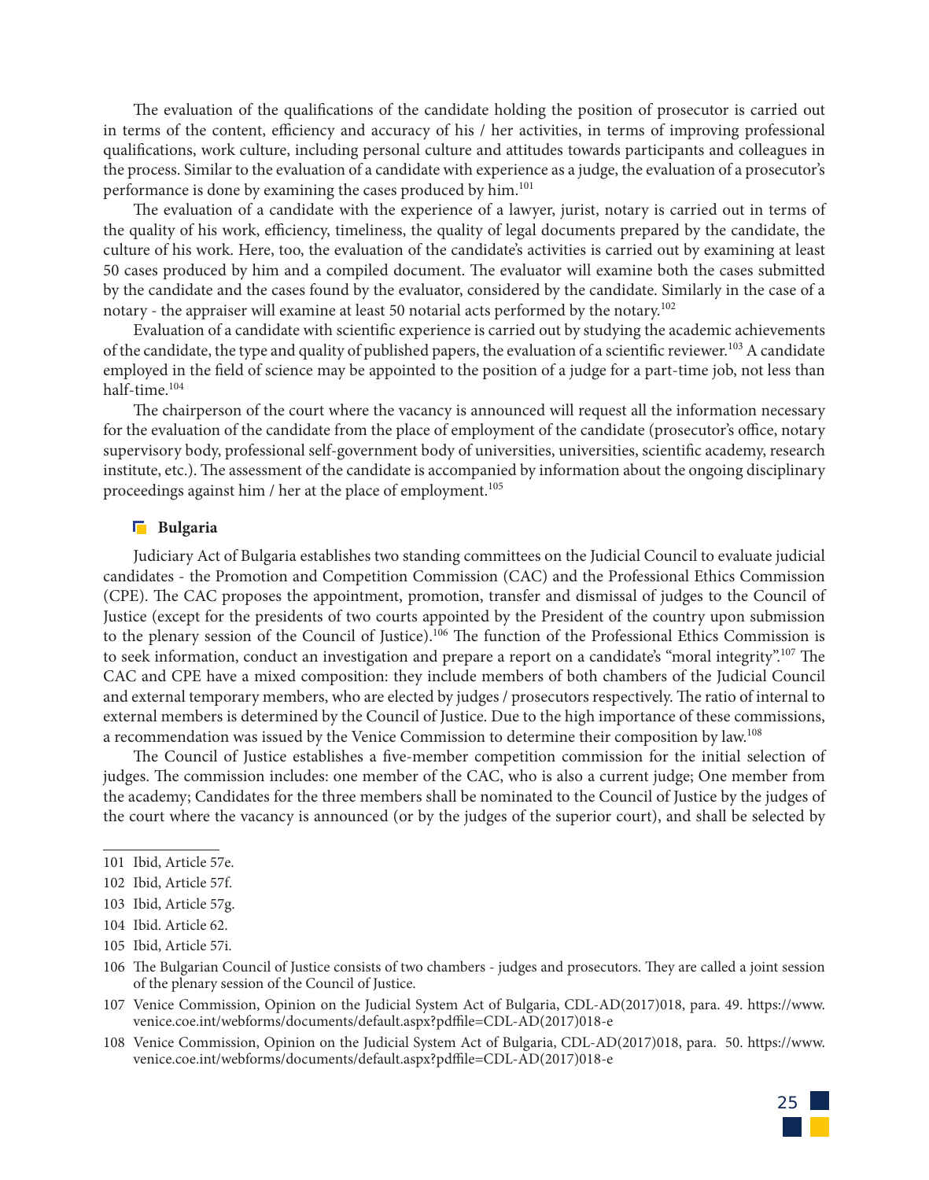The evaluation of the qualifications of the candidate holding the position of prosecutor is carried out in terms of the content, efficiency and accuracy of his / her activities, in terms of improving professional qualifications, work culture, including personal culture and attitudes towards participants and colleagues in the process. Similar to the evaluation of a candidate with experience as a judge, the evaluation of a prosecutor's performance is done by examining the cases produced by him.[101]

The evaluation of a candidate with the experience of a lawyer, jurist, notary is carried out in terms of the quality of his work, efficiency, timeliness, the quality of legal documents prepared by the candidate, the culture of his work. Here, too, the evaluation of the candidate's activities is carried out by examining at least 50 cases produced by him and a compiled document. The evaluator will examine both the cases submitted by the candidate and the cases found by the evaluator, considered by the candidate. Similarly in the case of a notary - the appraiser will examine at least 50 notarial acts performed by the notary.[102]

Evaluation of a candidate with scientific experience is carried out by studying the academic achievements of the candidate, the type and quality of published papers, the evaluation of a scientific reviewer.[103] A candidate employed in the field of science may be appointed to the position of a judge for a part-time job, not less than half-time.[104]

The chairperson of the court where the vacancy is announced will request all the information necessary for the evaluation of the candidate from the place of employment of the candidate (prosecutor's office, notary supervisory body, professional self-government body of universities, universities, scientific academy, research institute, etc.). The assessment of the candidate is accompanied by information about the ongoing disciplinary proceedings against him / her at the place of employment.[105]

### Bulgaria

Judiciary Act of Bulgaria establishes two standing committees on the Judicial Council to evaluate judicial candidates - the Promotion and Competition Commission (CAC) and the Professional Ethics Commission (CPE). The CAC proposes the appointment, promotion, transfer and dismissal of judges to the Council of Justice (except for the presidents of two courts appointed by the President of the country upon submission to the plenary session of the Council of Justice).[106] The function of the Professional Ethics Commission is to seek information, conduct an investigation and prepare a report on a candidate's "moral integrity".[107] The CAC and CPE have a mixed composition: they include members of both chambers of the Judicial Council and external temporary members, who are elected by judges / prosecutors respectively. The ratio of internal to external members is determined by the Council of Justice. Due to the high importance of these commissions, a recommendation was issued by the Venice Commission to determine their composition by law.[108]

The Council of Justice establishes a five-member competition commission for the initial selection of judges. The commission includes: one member of the CAC, who is also a current judge; One member from the academy; Candidates for the three members shall be nominated to the Council of Justice by the judges of the court where the vacancy is announced (or by the judges of the superior court), and shall be selected by

---

101 Ibid, Article 57e.

102 Ibid, Article 57f.

103 Ibid, Article 57g.

104 Ibid. Article 62.

105 Ibid, Article 57i.

106 The Bulgarian Council of Justice consists of two chambers - judges and prosecutors. They are called a joint session of the plenary session of the Council of Justice.

107 Venice Commission, Opinion on the Judicial System Act of Bulgaria, CDL-AD(2017)018, para. 49. https://www.venice.coe.int/webforms/documents/default.aspx?pdffile=CDL-AD(2017)018-e

108 Venice Commission, Opinion on the Judicial System Act of Bulgaria, CDL-AD(2017)018, para. 50. https://www.venice.coe.int/webforms/documents/default.aspx?pdffile=CDL-AD(2017)018-e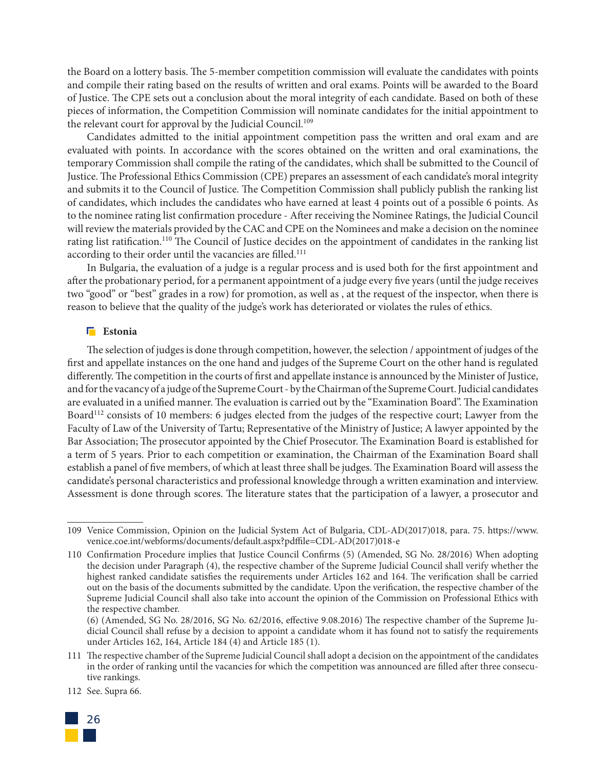the Board on a lottery basis. The 5-member competition commission will evaluate the candidates with points and compile their rating based on the results of written and oral exams. Points will be awarded to the Board of Justice. The CPE sets out a conclusion about the moral integrity of each candidate. Based on both of these pieces of information, the Competition Commission will nominate candidates for the initial appointment to the relevant court for approval by the Judicial Council.[109]

Candidates admitted to the initial appointment competition pass the written and oral exam and are evaluated with points. In accordance with the scores obtained on the written and oral examinations, the temporary Commission shall compile the rating of the candidates, which shall be submitted to the Council of Justice. The Professional Ethics Commission (CPE) prepares an assessment of each candidate's moral integrity and submits it to the Council of Justice. The Competition Commission shall publicly publish the ranking list of candidates, which includes the candidates who have earned at least 4 points out of a possible 6 points. As to the nominee rating list confirmation procedure - After receiving the Nominee Ratings, the Judicial Council will review the materials provided by the CAC and CPE on the Nominees and make a decision on the nominee rating list ratification.[110] The Council of Justice decides on the appointment of candidates in the ranking list according to their order until the vacancies are filled.[111]

In Bulgaria, the evaluation of a judge is a regular process and is used both for the first appointment and after the probationary period, for a permanent appointment of a judge every five years (until the judge receives two "good" or "best" grades in a row) for promotion, as well as , at the request of the inspector, when there is reason to believe that the quality of the judge's work has deteriorated or violates the rules of ethics.

### Estonia

The selection of judges is done through competition, however, the selection / appointment of judges of the first and appellate instances on the one hand and judges of the Supreme Court on the other hand is regulated differently. The competition in the courts of first and appellate instance is announced by the Minister of Justice, and for the vacancy of a judge of the Supreme Court - by the Chairman of the Supreme Court. Judicial candidates are evaluated in a unified manner. The evaluation is carried out by the "Examination Board". The Examination Board[112] consists of 10 members: 6 judges elected from the judges of the respective court; Lawyer from the Faculty of Law of the University of Tartu; Representative of the Ministry of Justice; A lawyer appointed by the Bar Association; The prosecutor appointed by the Chief Prosecutor. The Examination Board is established for a term of 5 years. Prior to each competition or examination, the Chairman of the Examination Board shall establish a panel of five members, of which at least three shall be judges. The Examination Board will assess the candidate's personal characteristics and professional knowledge through a written examination and interview. Assessment is done through scores. The literature states that the participation of a lawyer, a prosecutor and

---

109 Venice Commission, Opinion on the Judicial System Act of Bulgaria, CDL-AD(2017)018, para. 75. https://www.venice.coe.int/webforms/documents/default.aspx?pdffile=CDL-AD(2017)018-e

110 Confirmation Procedure implies that Justice Council Confirms (5) (Amended, SG No. 28/2016) When adopting the decision under Paragraph (4), the respective chamber of the Supreme Judicial Council shall verify whether the highest ranked candidate satisfies the requirements under Articles 162 and 164. The verification shall be carried out on the basis of the documents submitted by the candidate. Upon the verification, the respective chamber of the Supreme Judicial Council shall also take into account the opinion of the Commission on Professional Ethics with the respective chamber.
(6) (Amended, SG No. 28/2016, SG No. 62/2016, effective 9.08.2016) The respective chamber of the Supreme Judicial Council shall refuse by a decision to appoint a candidate whom it has found not to satisfy the requirements under Articles 162, 164, Article 184 (4) and Article 185 (1).

111 The respective chamber of the Supreme Judicial Council shall adopt a decision on the appointment of the candidates in the order of ranking until the vacancies for which the competition was announced are filled after three consecutive rankings.

112 See. Supra 66.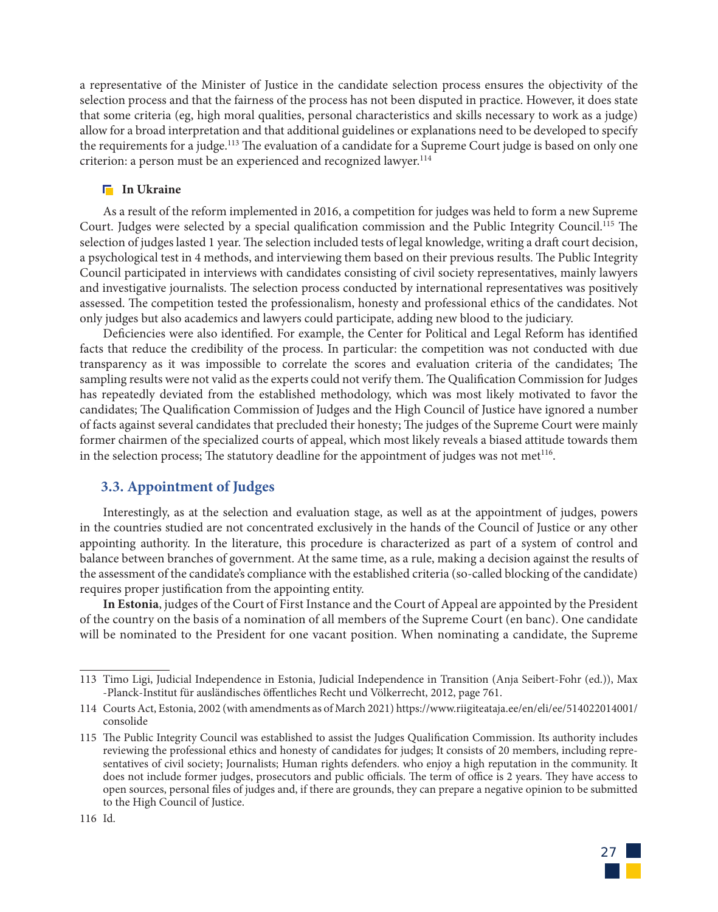a representative of the Minister of Justice in the candidate selection process ensures the objectivity of the selection process and that the fairness of the process has not been disputed in practice. However, it does state that some criteria (eg, high moral qualities, personal characteristics and skills necessary to work as a judge) allow for a broad interpretation and that additional guidelines or explanations need to be developed to specify the requirements for a judge.[113] The evaluation of a candidate for a Supreme Court judge is based on only one criterion: a person must be an experienced and recognized lawyer.[114]

#### In Ukraine

As a result of the reform implemented in 2016, a competition for judges was held to form a new Supreme Court. Judges were selected by a special qualification commission and the Public Integrity Council.[115] The selection of judges lasted 1 year. The selection included tests of legal knowledge, writing a draft court decision, a psychological test in 4 methods, and interviewing them based on their previous results. The Public Integrity Council participated in interviews with candidates consisting of civil society representatives, mainly lawyers and investigative journalists. The selection process conducted by international representatives was positively assessed. The competition tested the professionalism, honesty and professional ethics of the candidates. Not only judges but also academics and lawyers could participate, adding new blood to the judiciary.

Deficiencies were also identified. For example, the Center for Political and Legal Reform has identified facts that reduce the credibility of the process. In particular: the competition was not conducted with due transparency as it was impossible to correlate the scores and evaluation criteria of the candidates; The sampling results were not valid as the experts could not verify them. The Qualification Commission for Judges has repeatedly deviated from the established methodology, which was most likely motivated to favor the candidates; The Qualification Commission of Judges and the High Council of Justice have ignored a number of facts against several candidates that precluded their honesty; The judges of the Supreme Court were mainly former chairmen of the specialized courts of appeal, which most likely reveals a biased attitude towards them in the selection process; The statutory deadline for the appointment of judges was not met[116].

### 3.3. Appointment of Judges

Interestingly, as at the selection and evaluation stage, as well as at the appointment of judges, powers in the countries studied are not concentrated exclusively in the hands of the Council of Justice or any other appointing authority. In the literature, this procedure is characterized as part of a system of control and balance between branches of government. At the same time, as a rule, making a decision against the results of the assessment of the candidate's compliance with the established criteria (so-called blocking of the candidate) requires proper justification from the appointing entity.

**In Estonia**, judges of the Court of First Instance and the Court of Appeal are appointed by the President of the country on the basis of a nomination of all members of the Supreme Court (en banc). One candidate will be nominated to the President for one vacant position. When nominating a candidate, the Supreme

---

113 Timo Ligi, Judicial Independence in Estonia, Judicial Independence in Transition (Anja Seibert-Fohr (ed.)), Max -Planck-Institut für ausländisches öffentliches Recht und Völkerrecht, 2012, page 761.

114 Courts Act, Estonia, 2002 (with amendments as of March 2021) https://www.riigiteataja.ee/en/eli/ee/514022014001/consolide

115 The Public Integrity Council was established to assist the Judges Qualification Commission. Its authority includes reviewing the professional ethics and honesty of candidates for judges; It consists of 20 members, including representatives of civil society; Journalists; Human rights defenders. who enjoy a high reputation in the community. It does not include former judges, prosecutors and public officials. The term of office is 2 years. They have access to open sources, personal files of judges and, if there are grounds, they can prepare a negative opinion to be submitted to the High Council of Justice.

116 Id.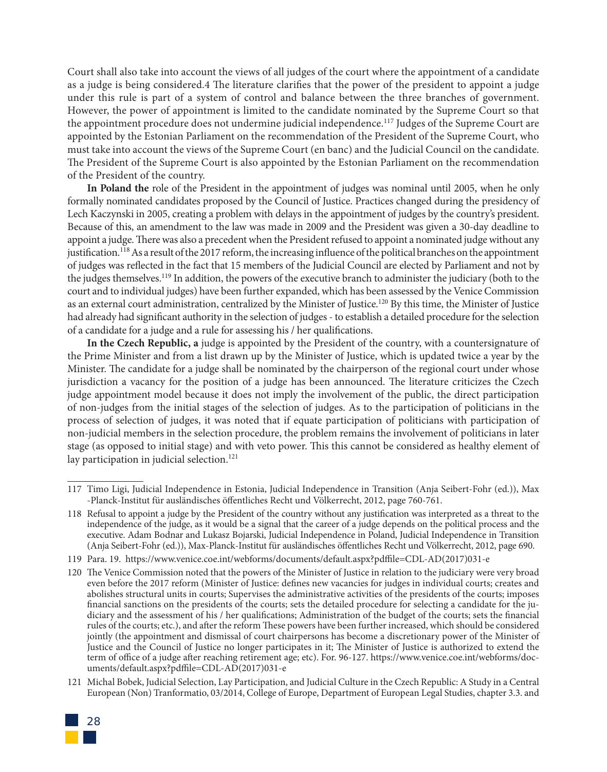Court shall also take into account the views of all judges of the court where the appointment of a candidate as a judge is being considered.4 The literature clarifies that the power of the president to appoint a judge under this rule is part of a system of control and balance between the three branches of government. However, the power of appointment is limited to the candidate nominated by the Supreme Court so that the appointment procedure does not undermine judicial independence.[117] Judges of the Supreme Court are appointed by the Estonian Parliament on the recommendation of the President of the Supreme Court, who must take into account the views of the Supreme Court (en banc) and the Judicial Council on the candidate. The President of the Supreme Court is also appointed by the Estonian Parliament on the recommendation of the President of the country.

**In Poland the** role of the President in the appointment of judges was nominal until 2005, when he only formally nominated candidates proposed by the Council of Justice. Practices changed during the presidency of Lech Kaczynski in 2005, creating a problem with delays in the appointment of judges by the country's president. Because of this, an amendment to the law was made in 2009 and the President was given a 30-day deadline to appoint a judge. There was also a precedent when the President refused to appoint a nominated judge without any justification.[118] As a result of the 2017 reform, the increasing influence of the political branches on the appointment of judges was reflected in the fact that 15 members of the Judicial Council are elected by Parliament and not by the judges themselves.[119] In addition, the powers of the executive branch to administer the judiciary (both to the court and to individual judges) have been further expanded, which has been assessed by the Venice Commission as an external court administration, centralized by the Minister of Justice.[120] By this time, the Minister of Justice had already had significant authority in the selection of judges - to establish a detailed procedure for the selection of a candidate for a judge and a rule for assessing his / her qualifications.

**In the Czech Republic, a** judge is appointed by the President of the country, with a countersignature of the Prime Minister and from a list drawn up by the Minister of Justice, which is updated twice a year by the Minister. The candidate for a judge shall be nominated by the chairperson of the regional court under whose jurisdiction a vacancy for the position of a judge has been announced. The literature criticizes the Czech judge appointment model because it does not imply the involvement of the public, the direct participation of non-judges from the initial stages of the selection of judges. As to the participation of politicians in the process of selection of judges, it was noted that if equate participation of politicians with participation of non-judicial members in the selection procedure, the problem remains the involvement of politicians in later stage (as opposed to initial stage) and with veto power. This this cannot be considered as healthy element of lay participation in judicial selection.[121]

---

117 Timo Ligi, Judicial Independence in Estonia, Judicial Independence in Transition (Anja Seibert-Fohr (ed.)), Max -Planck-Institut für ausländisches öffentliches Recht und Völkerrecht, 2012, page 760-761.

118 Refusal to appoint a judge by the President of the country without any justification was interpreted as a threat to the independence of the judge, as it would be a signal that the career of a judge depends on the political process and the executive. Adam Bodnar and Lukasz Bojarski, Judicial Independence in Poland, Judicial Independence in Transition (Anja Seibert-Fohr (ed.)), Max-Planck-Institut für ausländisches öffentliches Recht und Völkerrecht, 2012, page 690.

119 Para. 19. https://www.venice.coe.int/webforms/documents/default.aspx?pdffile=CDL-AD(2017)031-e

120 The Venice Commission noted that the powers of the Minister of Justice in relation to the judiciary were very broad even before the 2017 reform (Minister of Justice: defines new vacancies for judges in individual courts; creates and abolishes structural units in courts; Supervises the administrative activities of the presidents of the courts; imposes financial sanctions on the presidents of the courts; sets the detailed procedure for selecting a candidate for the judiciary and the assessment of his / her qualifications; Administration of the budget of the courts; sets the financial rules of the courts; etc.), and after the reform These powers have been further increased, which should be considered jointly (the appointment and dismissal of court chairpersons has become a discretionary power of the Minister of Justice and the Council of Justice no longer participates in it; The Minister of Justice is authorized to extend the term of office of a judge after reaching retirement age; etc). For. 96-127. https://www.venice.coe.int/webforms/documents/default.aspx?pdffile=CDL-AD(2017)031-e

121 Michal Bobek, Judicial Selection, Lay Participation, and Judicial Culture in the Czech Republic: A Study in a Central European (Non) Tranformatio, 03/2014, College of Europe, Department of European Legal Studies, chapter 3.3. and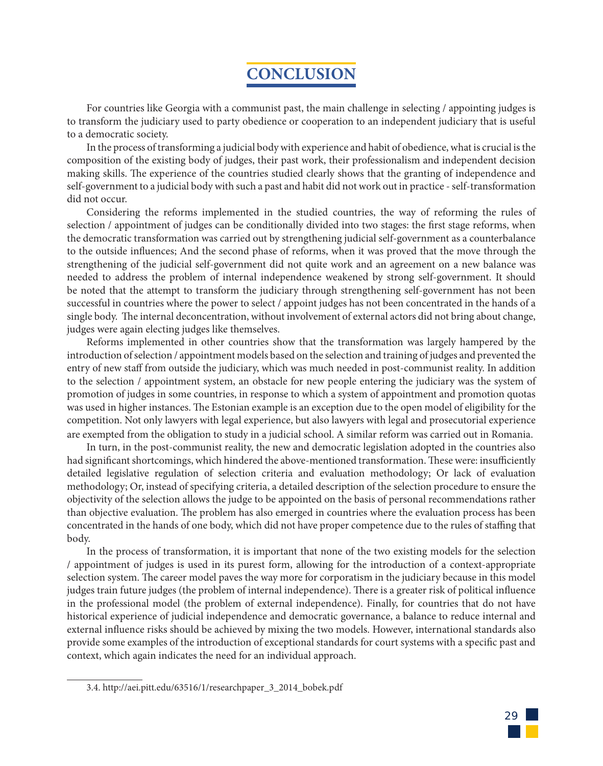# CONCLUSION

For countries like Georgia with a communist past, the main challenge in selecting / appointing judges is to transform the judiciary used to party obedience or cooperation to an independent judiciary that is useful to a democratic society.

In the process of transforming a judicial body with experience and habit of obedience, what is crucial is the composition of the existing body of judges, their past work, their professionalism and independent decision making skills. The experience of the countries studied clearly shows that the granting of independence and self-government to a judicial body with such a past and habit did not work out in practice - self-transformation did not occur.

Considering the reforms implemented in the studied countries, the way of reforming the rules of selection / appointment of judges can be conditionally divided into two stages: the first stage reforms, when the democratic transformation was carried out by strengthening judicial self-government as a counterbalance to the outside influences; And the second phase of reforms, when it was proved that the move through the strengthening of the judicial self-government did not quite work and an agreement on a new balance was needed to address the problem of internal independence weakened by strong self-government. It should be noted that the attempt to transform the judiciary through strengthening self-government has not been successful in countries where the power to select / appoint judges has not been concentrated in the hands of a single body. The internal deconcentration, without involvement of external actors did not bring about change, judges were again electing judges like themselves.

Reforms implemented in other countries show that the transformation was largely hampered by the introduction of selection / appointment models based on the selection and training of judges and prevented the entry of new staff from outside the judiciary, which was much needed in post-communist reality. In addition to the selection / appointment system, an obstacle for new people entering the judiciary was the system of promotion of judges in some countries, in response to which a system of appointment and promotion quotas was used in higher instances. The Estonian example is an exception due to the open model of eligibility for the competition. Not only lawyers with legal experience, but also lawyers with legal and prosecutorial experience are exempted from the obligation to study in a judicial school. A similar reform was carried out in Romania.

In turn, in the post-communist reality, the new and democratic legislation adopted in the countries also had significant shortcomings, which hindered the above-mentioned transformation. These were: insufficiently detailed legislative regulation of selection criteria and evaluation methodology; Or lack of evaluation methodology; Or, instead of specifying criteria, a detailed description of the selection procedure to ensure the objectivity of the selection allows the judge to be appointed on the basis of personal recommendations rather than objective evaluation. The problem has also emerged in countries where the evaluation process has been concentrated in the hands of one body, which did not have proper competence due to the rules of staffing that body.

In the process of transformation, it is important that none of the two existing models for the selection / appointment of judges is used in its purest form, allowing for the introduction of a context-appropriate selection system. The career model paves the way more for corporatism in the judiciary because in this model judges train future judges (the problem of internal independence). There is a greater risk of political influence in the professional model (the problem of external independence). Finally, for countries that do not have historical experience of judicial independence and democratic governance, a balance to reduce internal and external influence risks should be achieved by mixing the two models. However, international standards also provide some examples of the introduction of exceptional standards for court systems with a specific past and context, which again indicates the need for an individual approach.

---

3.4. http://aei.pitt.edu/63516/1/researchpaper_3_2014_bobek.pdf